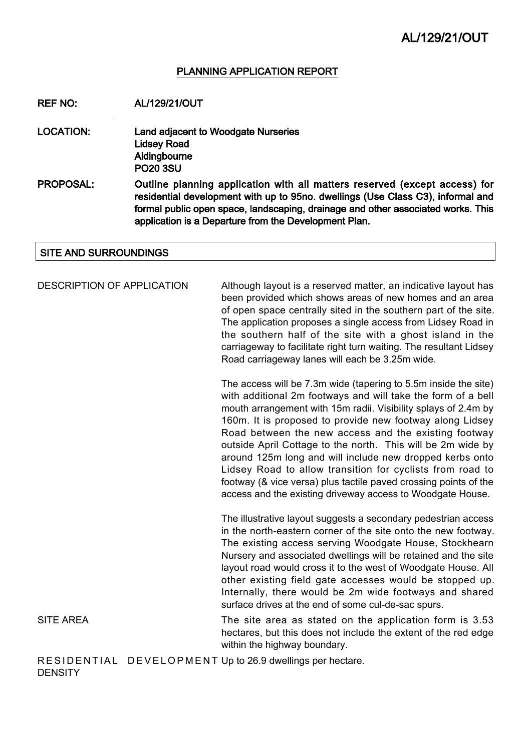## PLANNING APPLICATION REPORT

**REF NO:** AL/129/21/OUT

**LOCATION:** Land adjacent to Woodgate Nurseries
Lidsey Road
Aldingbourne
PO20 3SU

**PROPOSAL:** Outline planning application with all matters reserved (except access) for residential development with up to 95no. dwellings (Use Class C3), informal and formal public open space, landscaping, drainage and other associated works. This application is a Departure from the Development Plan.

## SITE AND SURROUNDINGS

| | |
|---|---|
| DESCRIPTION OF APPLICATION | Although layout is a reserved matter, an indicative layout has been provided which shows areas of new homes and an area of open space centrally sited in the southern part of the site. The application proposes a single access from Lidsey Road in the southern half of the site with a ghost island in the carriageway to facilitate right turn waiting. The resultant Lidsey Road carriageway lanes will each be 3.25m wide.<br><br>The access will be 7.3m wide (tapering to 5.5m inside the site) with additional 2m footways and will take the form of a bell mouth arrangement with 15m radii. Visibility splays of 2.4m by 160m. It is proposed to provide new footway along Lidsey Road between the new access and the existing footway outside April Cottage to the north. This will be 2m wide by around 125m long and will include new dropped kerbs onto Lidsey Road to allow transition for cyclists from road to footway (& vice versa) plus tactile paved crossing points of the access and the existing driveway access to Woodgate House.<br><br>The illustrative layout suggests a secondary pedestrian access in the north-eastern corner of the site onto the new footway. The existing access serving Woodgate House, Stockhearn Nursery and associated dwellings will be retained and the site layout road would cross it to the west of Woodgate House. All other existing field gate accesses would be stopped up. Internally, there would be 2m wide footways and shared surface drives at the end of some cul-de-sac spurs. |
| SITE AREA | The site area as stated on the application form is 3.53 hectares, but this does not include the extent of the red edge within the highway boundary. |
| RESIDENTIAL DEVELOPMENT DENSITY | Up to 26.9 dwellings per hectare. |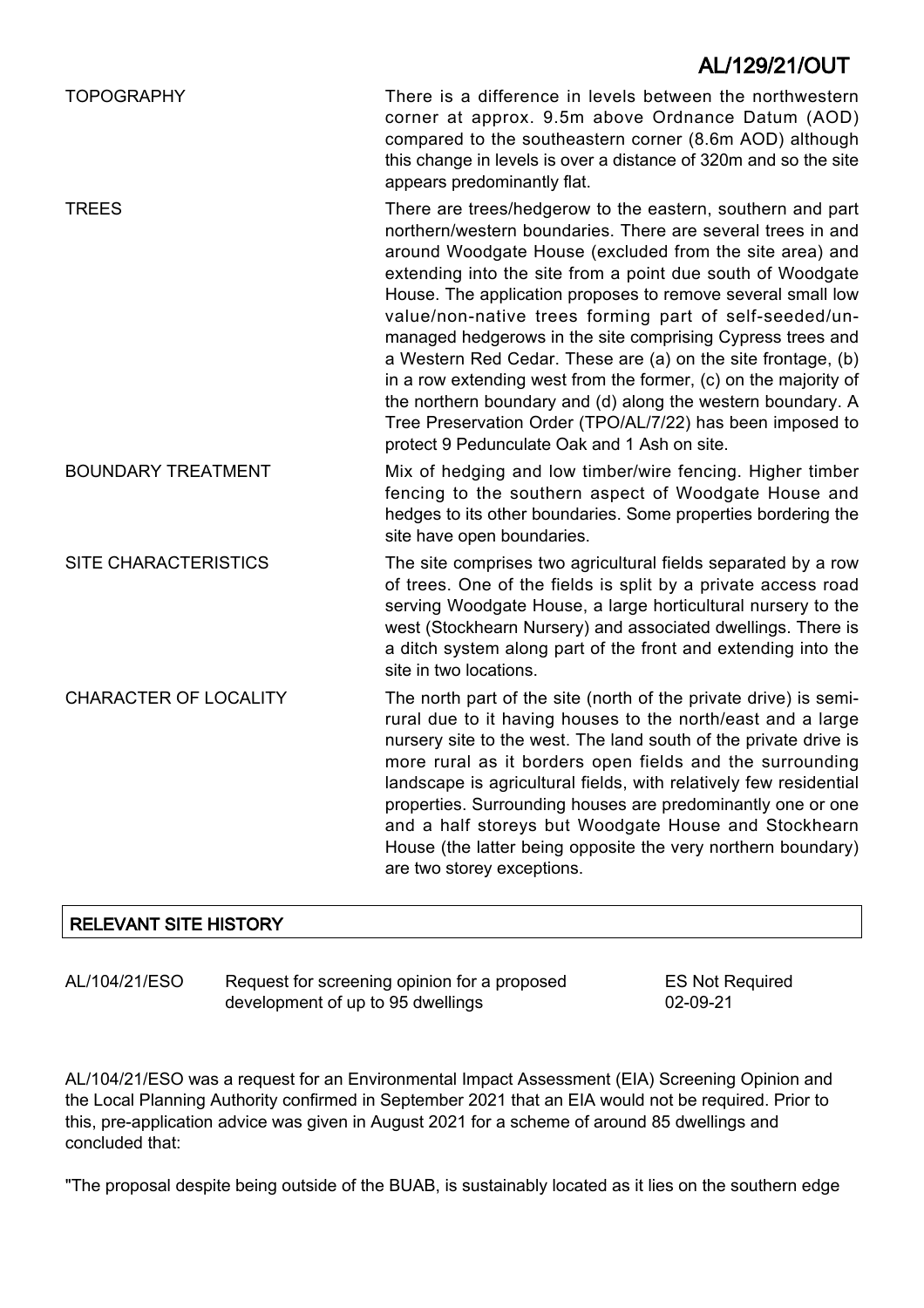| | |
|---|---|
| TOPOGRAPHY | There is a difference in levels between the northwestern corner at approx. 9.5m above Ordnance Datum (AOD) compared to the southeastern corner (8.6m AOD) although this change in levels is over a distance of 320m and so the site appears predominantly flat. |
| TREES | There are trees/hedgerow to the eastern, southern and part northern/western boundaries. There are several trees in and around Woodgate House (excluded from the site area) and extending into the site from a point due south of Woodgate House. The application proposes to remove several small low value/non-native trees forming part of self-seeded/un-managed hedgerows in the site comprising Cypress trees and a Western Red Cedar. These are (a) on the site frontage, (b) in a row extending west from the former, (c) on the majority of the northern boundary and (d) along the western boundary. A Tree Preservation Order (TPO/AL/7/22) has been imposed to protect 9 Pedunculate Oak and 1 Ash on site. |
| BOUNDARY TREATMENT | Mix of hedging and low timber/wire fencing. Higher timber fencing to the southern aspect of Woodgate House and hedges to its other boundaries. Some properties bordering the site have open boundaries. |
| SITE CHARACTERISTICS | The site comprises two agricultural fields separated by a row of trees. One of the fields is split by a private access road serving Woodgate House, a large horticultural nursery to the west (Stockhearn Nursery) and associated dwellings. There is a ditch system along part of the front and extending into the site in two locations. |
| CHARACTER OF LOCALITY | The north part of the site (north of the private drive) is semi-rural due to it having houses to the north/east and a large nursery site to the west. The land south of the private drive is more rural as it borders open fields and the surrounding landscape is agricultural fields, with relatively few residential properties. Surrounding houses are predominantly one or one and a half storeys but Woodgate House and Stockhearn House (the latter being opposite the very northern boundary) are two storey exceptions. |

## RELEVANT SITE HISTORY

| | | |
|---|---|---|
| AL/104/21/ESO | Request for screening opinion for a proposed development of up to 95 dwellings | ES Not Required 02-09-21 |

AL/104/21/ESO was a request for an Environmental Impact Assessment (EIA) Screening Opinion and the Local Planning Authority confirmed in September 2021 that an EIA would not be required. Prior to this, pre-application advice was given in August 2021 for a scheme of around 85 dwellings and concluded that:

"The proposal despite being outside of the BUAB, is sustainably located as it lies on the southern edge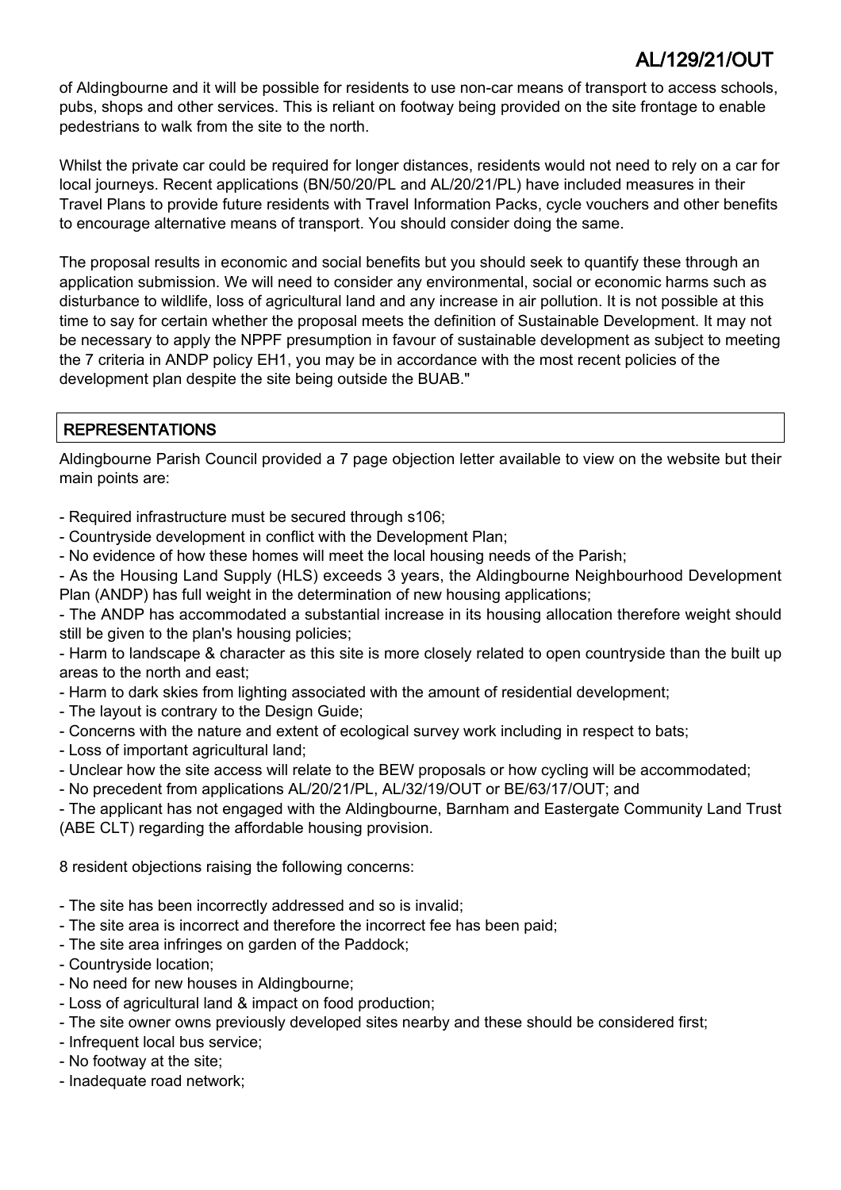of Aldingbourne and it will be possible for residents to use non-car means of transport to access schools, pubs, shops and other services. This is reliant on footway being provided on the site frontage to enable pedestrians to walk from the site to the north.

Whilst the private car could be required for longer distances, residents would not need to rely on a car for local journeys. Recent applications (BN/50/20/PL and AL/20/21/PL) have included measures in their Travel Plans to provide future residents with Travel Information Packs, cycle vouchers and other benefits to encourage alternative means of transport. You should consider doing the same.

The proposal results in economic and social benefits but you should seek to quantify these through an application submission. We will need to consider any environmental, social or economic harms such as disturbance to wildlife, loss of agricultural land and any increase in air pollution. It is not possible at this time to say for certain whether the proposal meets the definition of Sustainable Development. It may not be necessary to apply the NPPF presumption in favour of sustainable development as subject to meeting the 7 criteria in ANDP policy EH1, you may be in accordance with the most recent policies of the development plan despite the site being outside the BUAB."

## REPRESENTATIONS

Aldingbourne Parish Council provided a 7 page objection letter available to view on the website but their main points are:

- Required infrastructure must be secured through s106;
- Countryside development in conflict with the Development Plan;
- No evidence of how these homes will meet the local housing needs of the Parish;
- As the Housing Land Supply (HLS) exceeds 3 years, the Aldingbourne Neighbourhood Development Plan (ANDP) has full weight in the determination of new housing applications;
- The ANDP has accommodated a substantial increase in its housing allocation therefore weight should still be given to the plan's housing policies;
- Harm to landscape & character as this site is more closely related to open countryside than the built up areas to the north and east;
- Harm to dark skies from lighting associated with the amount of residential development;
- The layout is contrary to the Design Guide;
- Concerns with the nature and extent of ecological survey work including in respect to bats;
- Loss of important agricultural land;
- Unclear how the site access will relate to the BEW proposals or how cycling will be accommodated;
- No precedent from applications AL/20/21/PL, AL/32/19/OUT or BE/63/17/OUT; and
- The applicant has not engaged with the Aldingbourne, Barnham and Eastergate Community Land Trust (ABE CLT) regarding the affordable housing provision.

8 resident objections raising the following concerns:

- The site has been incorrectly addressed and so is invalid;
- The site area is incorrect and therefore the incorrect fee has been paid;
- The site area infringes on garden of the Paddock;
- Countryside location;
- No need for new houses in Aldingbourne;
- Loss of agricultural land & impact on food production;
- The site owner owns previously developed sites nearby and these should be considered first;
- Infrequent local bus service;
- No footway at the site;
- Inadequate road network;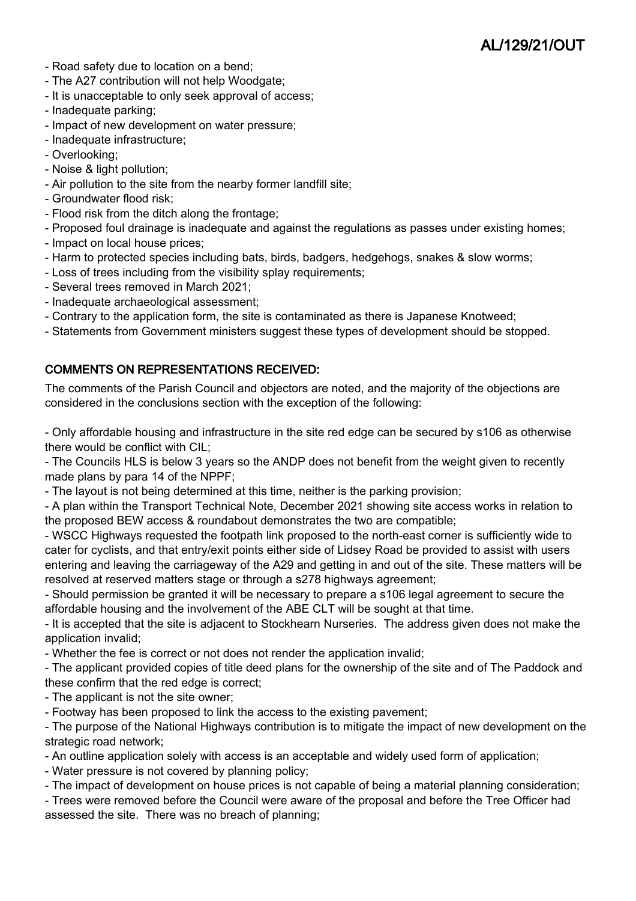- Road safety due to location on a bend;
- The A27 contribution will not help Woodgate;
- It is unacceptable to only seek approval of access;
- Inadequate parking;
- Impact of new development on water pressure;
- Inadequate infrastructure;
- Overlooking;
- Noise & light pollution;
- Air pollution to the site from the nearby former landfill site;
- Groundwater flood risk;
- Flood risk from the ditch along the frontage;
- Proposed foul drainage is inadequate and against the regulations as passes under existing homes;
- Impact on local house prices;
- Harm to protected species including bats, birds, badgers, hedgehogs, snakes & slow worms;
- Loss of trees including from the visibility splay requirements;
- Several trees removed in March 2021;
- Inadequate archaeological assessment;
- Contrary to the application form, the site is contaminated as there is Japanese Knotweed;
- Statements from Government ministers suggest these types of development should be stopped.

## COMMENTS ON REPRESENTATIONS RECEIVED:

The comments of the Parish Council and objectors are noted, and the majority of the objections are considered in the conclusions section with the exception of the following:

- Only affordable housing and infrastructure in the site red edge can be secured by s106 as otherwise there would be conflict with CIL;
- The Councils HLS is below 3 years so the ANDP does not benefit from the weight given to recently made plans by para 14 of the NPPF;
- The layout is not being determined at this time, neither is the parking provision;
- A plan within the Transport Technical Note, December 2021 showing site access works in relation to the proposed BEW access & roundabout demonstrates the two are compatible;
- WSCC Highways requested the footpath link proposed to the north-east corner is sufficiently wide to cater for cyclists, and that entry/exit points either side of Lidsey Road be provided to assist with users entering and leaving the carriageway of the A29 and getting in and out of the site. These matters will be resolved at reserved matters stage or through a s278 highways agreement;
- Should permission be granted it will be necessary to prepare a s106 legal agreement to secure the affordable housing and the involvement of the ABE CLT will be sought at that time.
- It is accepted that the site is adjacent to Stockhearn Nurseries. The address given does not make the application invalid;
- Whether the fee is correct or not does not render the application invalid;
- The applicant provided copies of title deed plans for the ownership of the site and of The Paddock and these confirm that the red edge is correct;
- The applicant is not the site owner;
- Footway has been proposed to link the access to the existing pavement;
- The purpose of the National Highways contribution is to mitigate the impact of new development on the strategic road network;
- An outline application solely with access is an acceptable and widely used form of application;
- Water pressure is not covered by planning policy;
- The impact of development on house prices is not capable of being a material planning consideration;
- Trees were removed before the Council were aware of the proposal and before the Tree Officer had assessed the site. There was no breach of planning;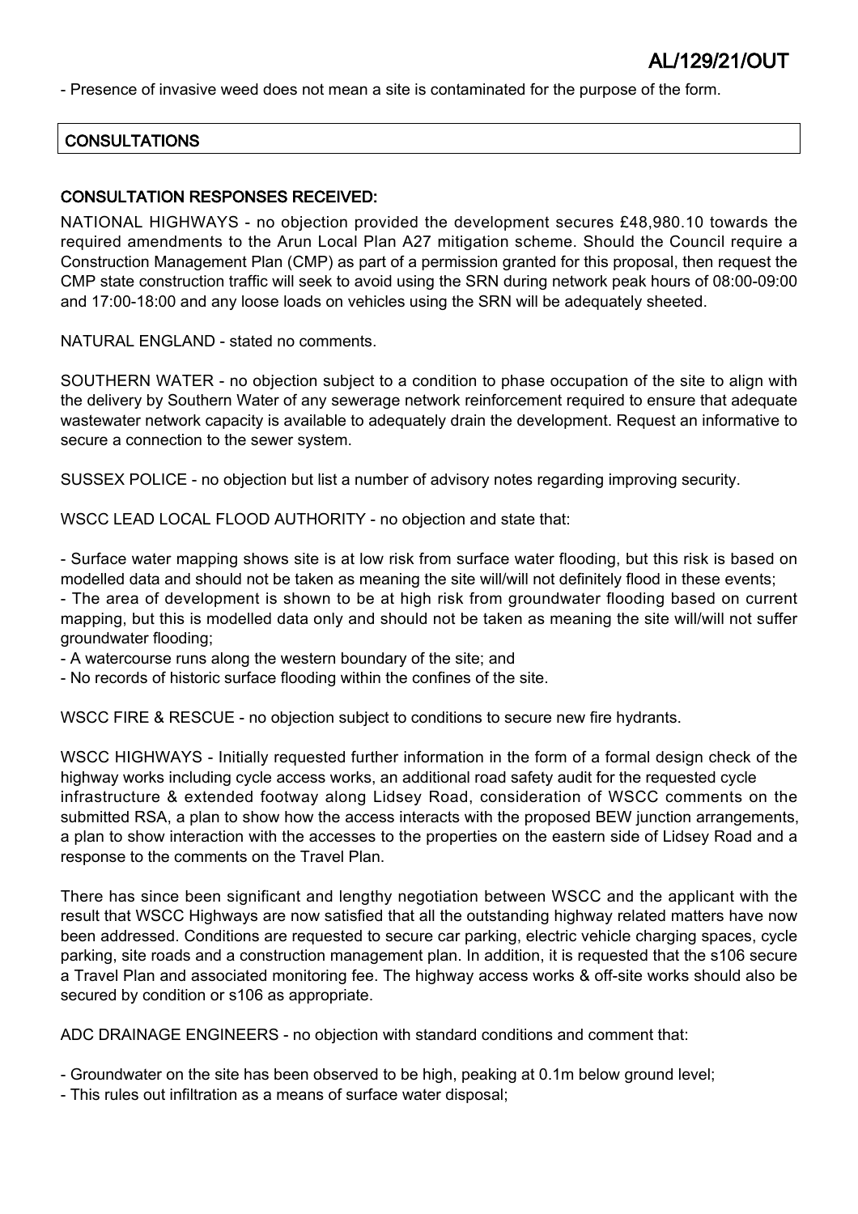- Presence of invasive weed does not mean a site is contaminated for the purpose of the form.

## CONSULTATIONS

### CONSULTATION RESPONSES RECEIVED:

NATIONAL HIGHWAYS - no objection provided the development secures £48,980.10 towards the required amendments to the Arun Local Plan A27 mitigation scheme. Should the Council require a Construction Management Plan (CMP) as part of a permission granted for this proposal, then request the CMP state construction traffic will seek to avoid using the SRN during network peak hours of 08:00-09:00 and 17:00-18:00 and any loose loads on vehicles using the SRN will be adequately sheeted.

NATURAL ENGLAND - stated no comments.

SOUTHERN WATER - no objection subject to a condition to phase occupation of the site to align with the delivery by Southern Water of any sewerage network reinforcement required to ensure that adequate wastewater network capacity is available to adequately drain the development. Request an informative to secure a connection to the sewer system.

SUSSEX POLICE - no objection but list a number of advisory notes regarding improving security.

WSCC LEAD LOCAL FLOOD AUTHORITY - no objection and state that:

- Surface water mapping shows site is at low risk from surface water flooding, but this risk is based on modelled data and should not be taken as meaning the site will/will not definitely flood in these events;
- The area of development is shown to be at high risk from groundwater flooding based on current mapping, but this is modelled data only and should not be taken as meaning the site will/will not suffer groundwater flooding;
- A watercourse runs along the western boundary of the site; and
- No records of historic surface flooding within the confines of the site.

WSCC FIRE & RESCUE - no objection subject to conditions to secure new fire hydrants.

WSCC HIGHWAYS - Initially requested further information in the form of a formal design check of the highway works including cycle access works, an additional road safety audit for the requested cycle infrastructure & extended footway along Lidsey Road, consideration of WSCC comments on the submitted RSA, a plan to show how the access interacts with the proposed BEW junction arrangements, a plan to show interaction with the accesses to the properties on the eastern side of Lidsey Road and a response to the comments on the Travel Plan.

There has since been significant and lengthy negotiation between WSCC and the applicant with the result that WSCC Highways are now satisfied that all the outstanding highway related matters have now been addressed. Conditions are requested to secure car parking, electric vehicle charging spaces, cycle parking, site roads and a construction management plan. In addition, it is requested that the s106 secure a Travel Plan and associated monitoring fee. The highway access works & off-site works should also be secured by condition or s106 as appropriate.

ADC DRAINAGE ENGINEERS - no objection with standard conditions and comment that:

- Groundwater on the site has been observed to be high, peaking at 0.1m below ground level;
- This rules out infiltration as a means of surface water disposal;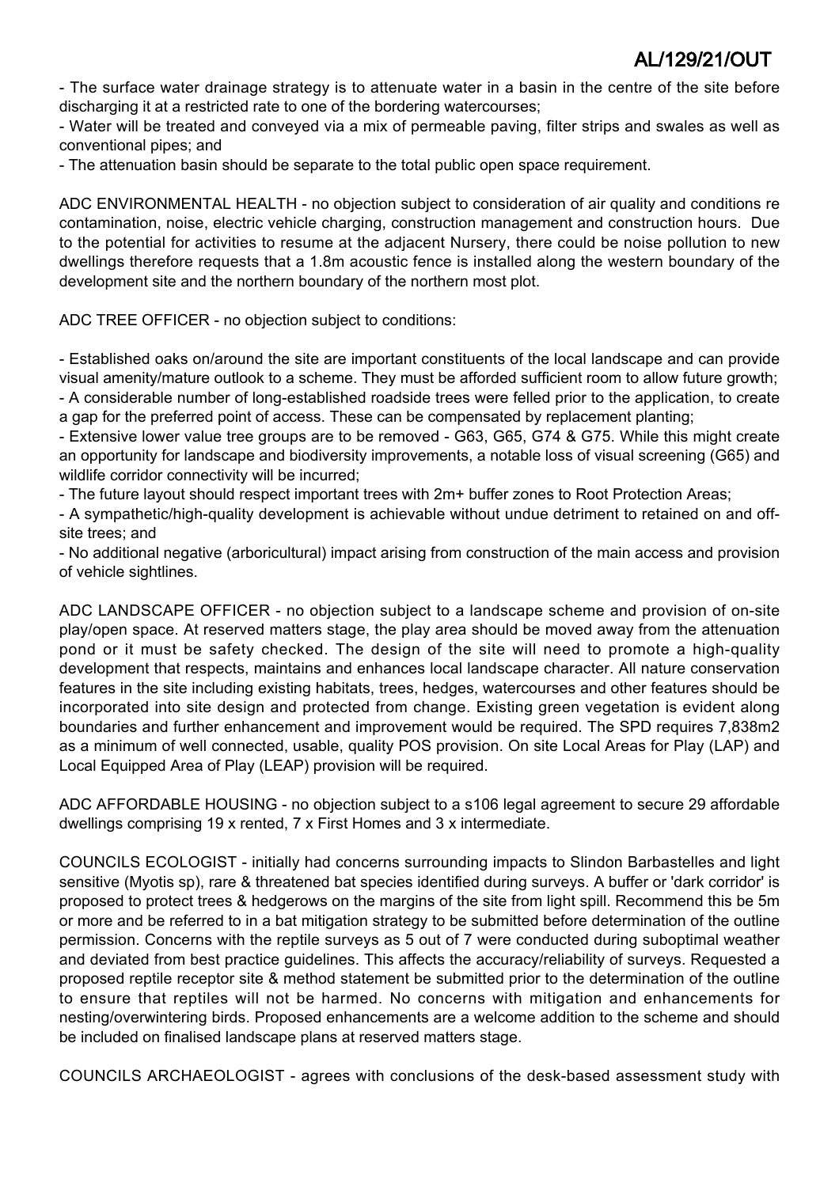- The surface water drainage strategy is to attenuate water in a basin in the centre of the site before discharging it at a restricted rate to one of the bordering watercourses;
- Water will be treated and conveyed via a mix of permeable paving, filter strips and swales as well as conventional pipes; and
- The attenuation basin should be separate to the total public open space requirement.

ADC ENVIRONMENTAL HEALTH - no objection subject to consideration of air quality and conditions re contamination, noise, electric vehicle charging, construction management and construction hours. Due to the potential for activities to resume at the adjacent Nursery, there could be noise pollution to new dwellings therefore requests that a 1.8m acoustic fence is installed along the western boundary of the development site and the northern boundary of the northern most plot.

ADC TREE OFFICER - no objection subject to conditions:

- Established oaks on/around the site are important constituents of the local landscape and can provide visual amenity/mature outlook to a scheme. They must be afforded sufficient room to allow future growth;
- A considerable number of long-established roadside trees were felled prior to the application, to create a gap for the preferred point of access. These can be compensated by replacement planting;
- Extensive lower value tree groups are to be removed - G63, G65, G74 & G75. While this might create an opportunity for landscape and biodiversity improvements, a notable loss of visual screening (G65) and wildlife corridor connectivity will be incurred;
- The future layout should respect important trees with 2m+ buffer zones to Root Protection Areas;
- A sympathetic/high-quality development is achievable without undue detriment to retained on and off-site trees; and
- No additional negative (arboricultural) impact arising from construction of the main access and provision of vehicle sightlines.

ADC LANDSCAPE OFFICER - no objection subject to a landscape scheme and provision of on-site play/open space. At reserved matters stage, the play area should be moved away from the attenuation pond or it must be safety checked. The design of the site will need to promote a high-quality development that respects, maintains and enhances local landscape character. All nature conservation features in the site including existing habitats, trees, hedges, watercourses and other features should be incorporated into site design and protected from change. Existing green vegetation is evident along boundaries and further enhancement and improvement would be required. The SPD requires 7,838m2 as a minimum of well connected, usable, quality POS provision. On site Local Areas for Play (LAP) and Local Equipped Area of Play (LEAP) provision will be required.

ADC AFFORDABLE HOUSING - no objection subject to a s106 legal agreement to secure 29 affordable dwellings comprising 19 x rented, 7 x First Homes and 3 x intermediate.

COUNCILS ECOLOGIST - initially had concerns surrounding impacts to Slindon Barbastelles and light sensitive (Myotis sp), rare & threatened bat species identified during surveys. A buffer or 'dark corridor' is proposed to protect trees & hedgerows on the margins of the site from light spill. Recommend this be 5m or more and be referred to in a bat mitigation strategy to be submitted before determination of the outline permission. Concerns with the reptile surveys as 5 out of 7 were conducted during suboptimal weather and deviated from best practice guidelines. This affects the accuracy/reliability of surveys. Requested a proposed reptile receptor site & method statement be submitted prior to the determination of the outline to ensure that reptiles will not be harmed. No concerns with mitigation and enhancements for nesting/overwintering birds. Proposed enhancements are a welcome addition to the scheme and should be included on finalised landscape plans at reserved matters stage.

COUNCILS ARCHAEOLOGIST - agrees with conclusions of the desk-based assessment study with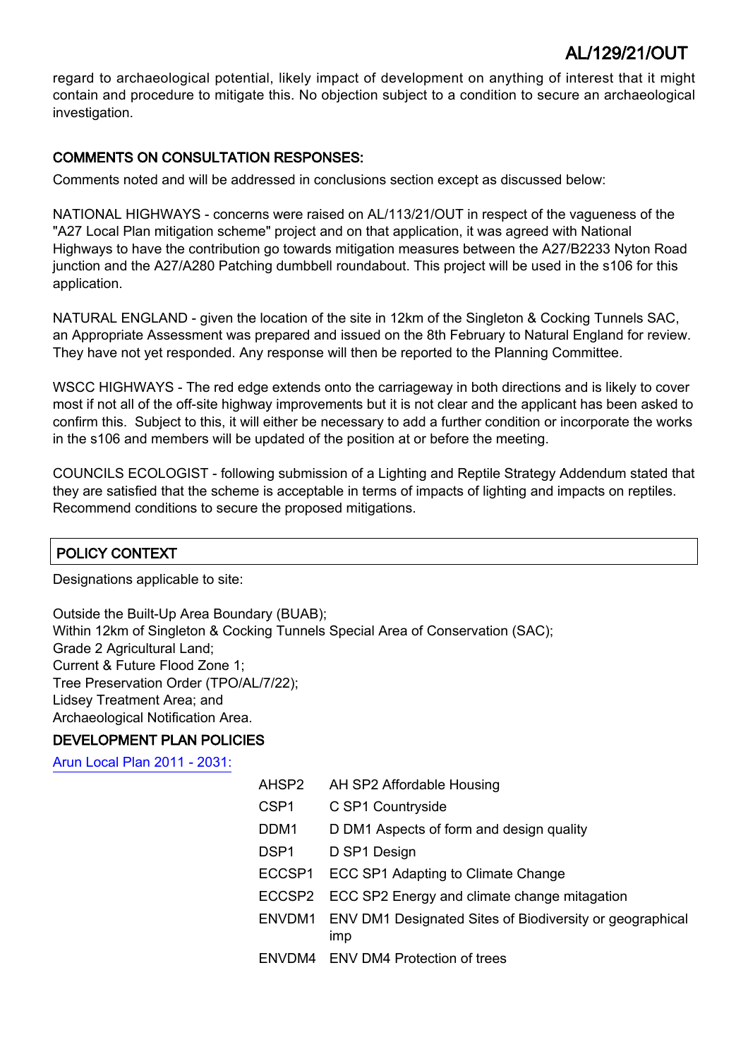regard to archaeological potential, likely impact of development on anything of interest that it might contain and procedure to mitigate this. No objection subject to a condition to secure an archaeological investigation.

**COMMENTS ON CONSULTATION RESPONSES:**

Comments noted and will be addressed in conclusions section except as discussed below:

NATIONAL HIGHWAYS - concerns were raised on AL/113/21/OUT in respect of the vagueness of the "A27 Local Plan mitigation scheme" project and on that application, it was agreed with National Highways to have the contribution go towards mitigation measures between the A27/B2233 Nyton Road junction and the A27/A280 Patching dumbbell roundabout. This project will be used in the s106 for this application.

NATURAL ENGLAND - given the location of the site in 12km of the Singleton & Cocking Tunnels SAC, an Appropriate Assessment was prepared and issued on the 8th February to Natural England for review. They have not yet responded. Any response will then be reported to the Planning Committee.

WSCC HIGHWAYS - The red edge extends onto the carriageway in both directions and is likely to cover most if not all of the off-site highway improvements but it is not clear and the applicant has been asked to confirm this. Subject to this, it will either be necessary to add a further condition or incorporate the works in the s106 and members will be updated of the position at or before the meeting.

COUNCILS ECOLOGIST - following submission of a Lighting and Reptile Strategy Addendum stated that they are satisfied that the scheme is acceptable in terms of impacts of lighting and impacts on reptiles. Recommend conditions to secure the proposed mitigations.

## POLICY CONTEXT

Designations applicable to site:

Outside the Built-Up Area Boundary (BUAB);
Within 12km of Singleton & Cocking Tunnels Special Area of Conservation (SAC);
Grade 2 Agricultural Land;
Current & Future Flood Zone 1;
Tree Preservation Order (TPO/AL/7/22);
Lidsey Treatment Area; and
Archaeological Notification Area.

**DEVELOPMENT PLAN POLICIES**

Arun Local Plan 2011 - 2031:

| | |
|---|---|
| AHSP2 | AH SP2 Affordable Housing |
| CSP1 | C SP1 Countryside |
| DDM1 | D DM1 Aspects of form and design quality |
| DSP1 | D SP1 Design |
| ECCSP1 | ECC SP1 Adapting to Climate Change |
| ECCSP2 | ECC SP2 Energy and climate change mitagation |
| ENVDM1 | ENV DM1 Designated Sites of Biodiversity or geographical imp |
| ENVDM4 | ENV DM4 Protection of trees |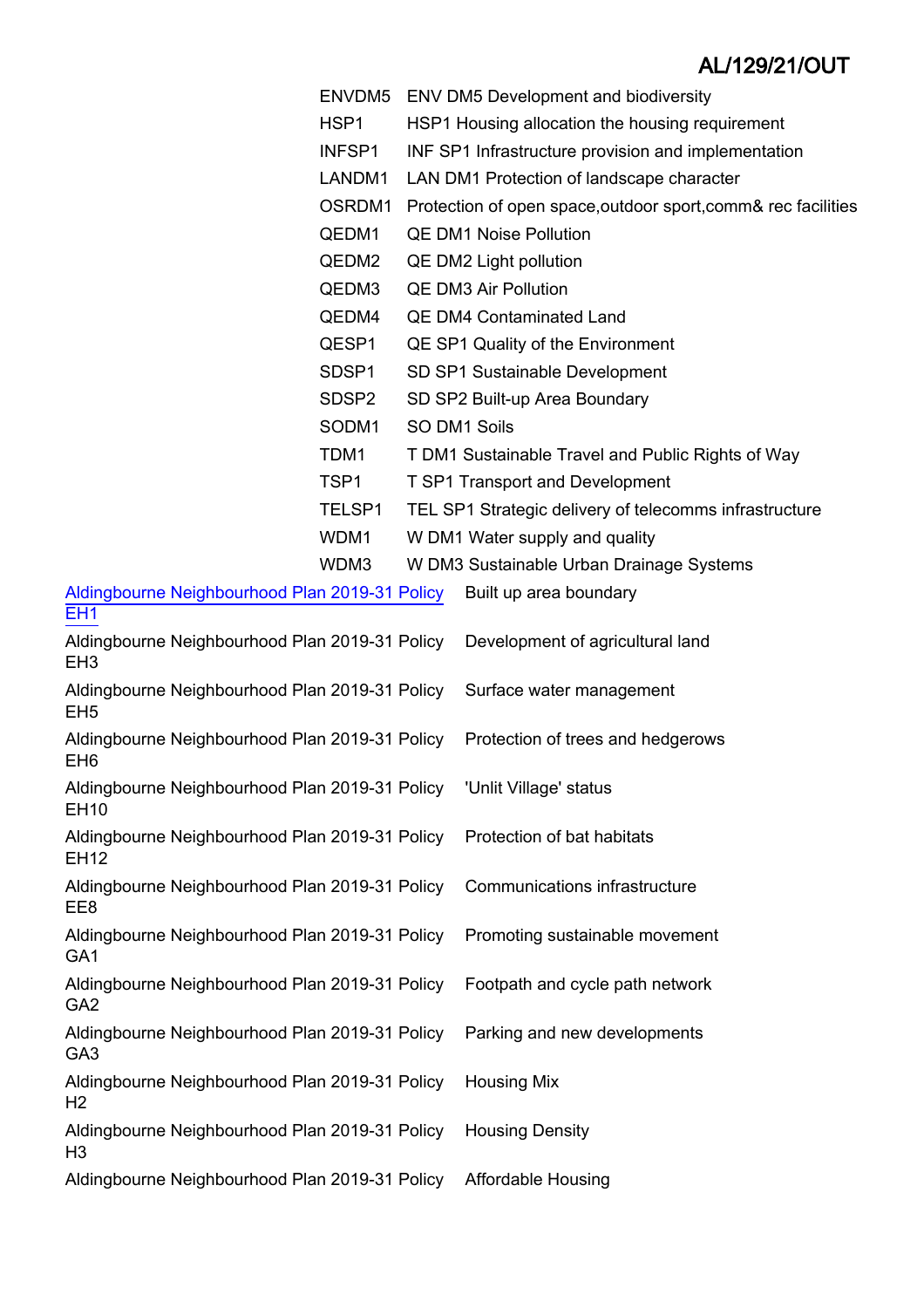| | |
|---|---|
| ENVDM5 | ENV DM5 Development and biodiversity |
| HSP1 | HSP1 Housing allocation the housing requirement |
| INFSP1 | INF SP1 Infrastructure provision and implementation |
| LANDM1 | LAN DM1 Protection of landscape character |
| OSRDM1 | Protection of open space,outdoor sport,comm& rec facilities |
| QEDM1 | QE DM1 Noise Pollution |
| QEDM2 | QE DM2 Light pollution |
| QEDM3 | QE DM3 Air Pollution |
| QEDM4 | QE DM4 Contaminated Land |
| QESP1 | QE SP1 Quality of the Environment |
| SDSP1 | SD SP1 Sustainable Development |
| SDSP2 | SD SP2 Built-up Area Boundary |
| SODM1 | SO DM1 Soils |
| TDM1 | T DM1 Sustainable Travel and Public Rights of Way |
| TSP1 | T SP1 Transport and Development |
| TELSP1 | TEL SP1 Strategic delivery of telecomms infrastructure |
| WDM1 | W DM1 Water supply and quality |
| WDM3 | W DM3 Sustainable Urban Drainage Systems |

| | |
|---|---|
| Aldingbourne Neighbourhood Plan 2019-31 Policy EH1 | Built up area boundary |
| Aldingbourne Neighbourhood Plan 2019-31 Policy EH3 | Development of agricultural land |
| Aldingbourne Neighbourhood Plan 2019-31 Policy EH5 | Surface water management |
| Aldingbourne Neighbourhood Plan 2019-31 Policy EH6 | Protection of trees and hedgerows |
| Aldingbourne Neighbourhood Plan 2019-31 Policy EH10 | 'Unlit Village' status |
| Aldingbourne Neighbourhood Plan 2019-31 Policy EH12 | Protection of bat habitats |
| Aldingbourne Neighbourhood Plan 2019-31 Policy EE8 | Communications infrastructure |
| Aldingbourne Neighbourhood Plan 2019-31 Policy GA1 | Promoting sustainable movement |
| Aldingbourne Neighbourhood Plan 2019-31 Policy GA2 | Footpath and cycle path network |
| Aldingbourne Neighbourhood Plan 2019-31 Policy GA3 | Parking and new developments |
| Aldingbourne Neighbourhood Plan 2019-31 Policy H2 | Housing Mix |
| Aldingbourne Neighbourhood Plan 2019-31 Policy H3 | Housing Density |
| Aldingbourne Neighbourhood Plan 2019-31 Policy | Affordable Housing |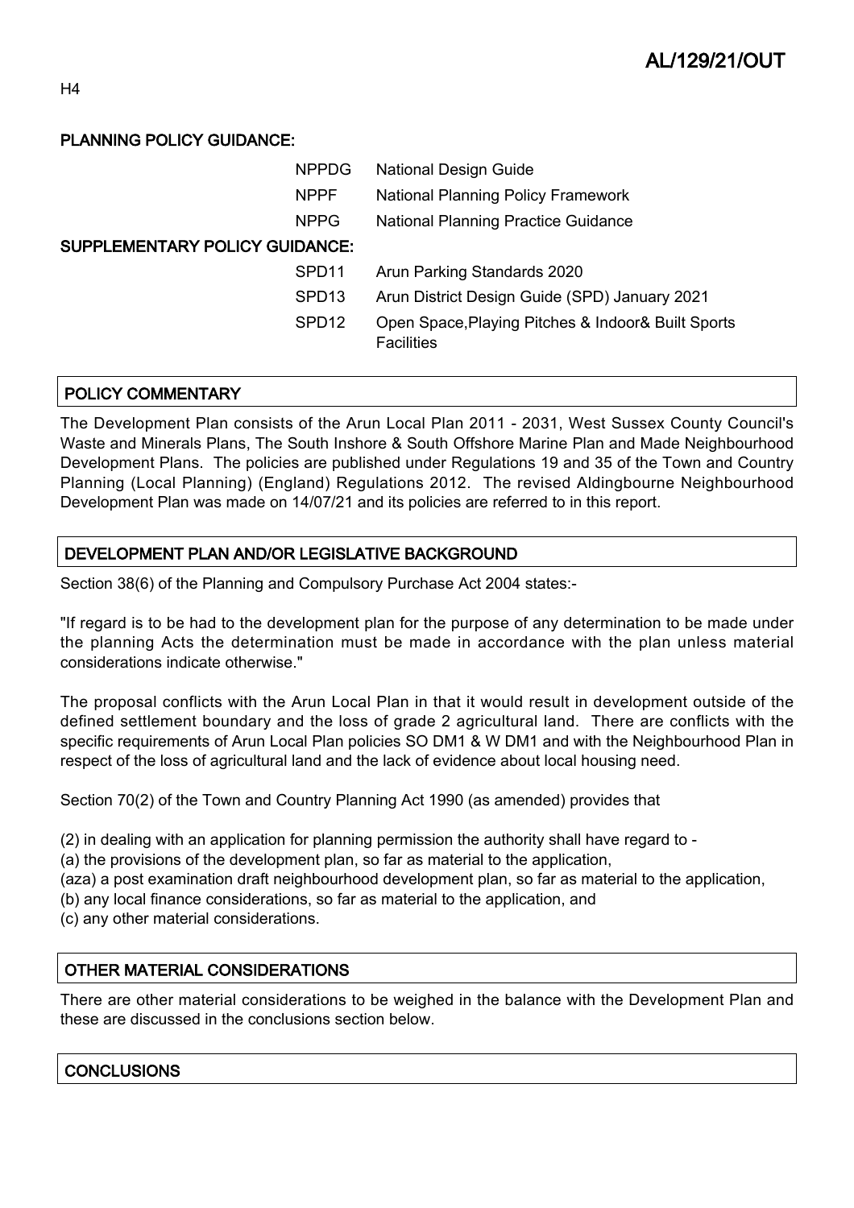H4

## PLANNING POLICY GUIDANCE:

| | | |
|---|---|---|
| | NPPDG | National Design Guide |
| | NPPF | National Planning Policy Framework |
| | NPPG | National Planning Practice Guidance |

## SUPPLEMENTARY POLICY GUIDANCE:

| | | |
|---|---|---|
| | SPD11 | Arun Parking Standards 2020 |
| | SPD13 | Arun District Design Guide (SPD) January 2021 |
| | SPD12 | Open Space,Playing Pitches & Indoor& Built Sports Facilities |

## POLICY COMMENTARY

The Development Plan consists of the Arun Local Plan 2011 - 2031, West Sussex County Council's Waste and Minerals Plans, The South Inshore & South Offshore Marine Plan and Made Neighbourhood Development Plans. The policies are published under Regulations 19 and 35 of the Town and Country Planning (Local Planning) (England) Regulations 2012. The revised Aldingbourne Neighbourhood Development Plan was made on 14/07/21 and its policies are referred to in this report.

## DEVELOPMENT PLAN AND/OR LEGISLATIVE BACKGROUND

Section 38(6) of the Planning and Compulsory Purchase Act 2004 states:-

"If regard is to be had to the development plan for the purpose of any determination to be made under the planning Acts the determination must be made in accordance with the plan unless material considerations indicate otherwise."

The proposal conflicts with the Arun Local Plan in that it would result in development outside of the defined settlement boundary and the loss of grade 2 agricultural land. There are conflicts with the specific requirements of Arun Local Plan policies SO DM1 & W DM1 and with the Neighbourhood Plan in respect of the loss of agricultural land and the lack of evidence about local housing need.

Section 70(2) of the Town and Country Planning Act 1990 (as amended) provides that

(2) in dealing with an application for planning permission the authority shall have regard to -
(a) the provisions of the development plan, so far as material to the application,
(aza) a post examination draft neighbourhood development plan, so far as material to the application,
(b) any local finance considerations, so far as material to the application, and
(c) any other material considerations.

## OTHER MATERIAL CONSIDERATIONS

There are other material considerations to be weighed in the balance with the Development Plan and these are discussed in the conclusions section below.

## CONCLUSIONS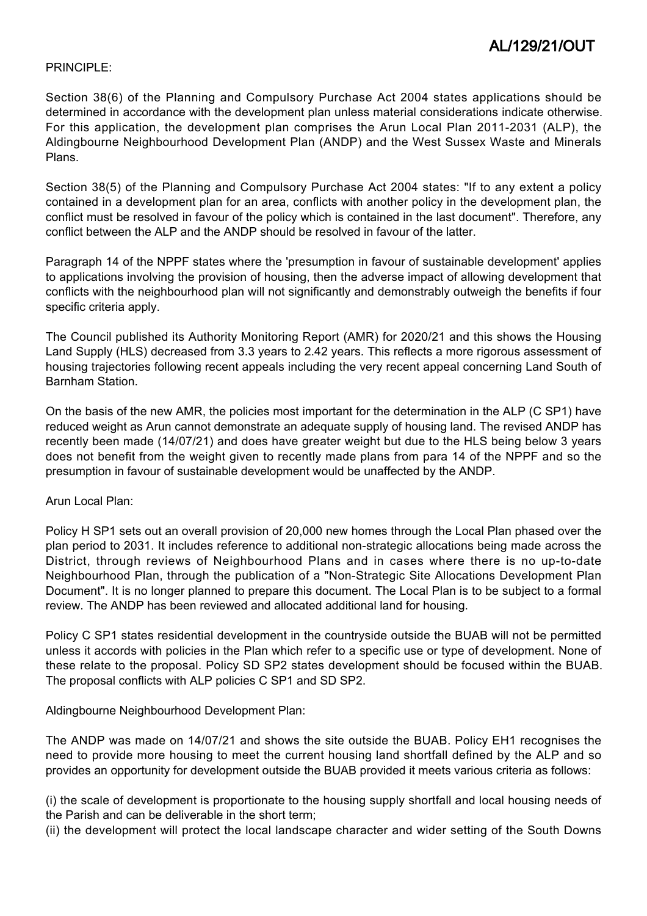PRINCIPLE:

Section 38(6) of the Planning and Compulsory Purchase Act 2004 states applications should be determined in accordance with the development plan unless material considerations indicate otherwise. For this application, the development plan comprises the Arun Local Plan 2011-2031 (ALP), the Aldingbourne Neighbourhood Development Plan (ANDP) and the West Sussex Waste and Minerals Plans.

Section 38(5) of the Planning and Compulsory Purchase Act 2004 states: "If to any extent a policy contained in a development plan for an area, conflicts with another policy in the development plan, the conflict must be resolved in favour of the policy which is contained in the last document". Therefore, any conflict between the ALP and the ANDP should be resolved in favour of the latter.

Paragraph 14 of the NPPF states where the 'presumption in favour of sustainable development' applies to applications involving the provision of housing, then the adverse impact of allowing development that conflicts with the neighbourhood plan will not significantly and demonstrably outweigh the benefits if four specific criteria apply.

The Council published its Authority Monitoring Report (AMR) for 2020/21 and this shows the Housing Land Supply (HLS) decreased from 3.3 years to 2.42 years. This reflects a more rigorous assessment of housing trajectories following recent appeals including the very recent appeal concerning Land South of Barnham Station.

On the basis of the new AMR, the policies most important for the determination in the ALP (C SP1) have reduced weight as Arun cannot demonstrate an adequate supply of housing land. The revised ANDP has recently been made (14/07/21) and does have greater weight but due to the HLS being below 3 years does not benefit from the weight given to recently made plans from para 14 of the NPPF and so the presumption in favour of sustainable development would be unaffected by the ANDP.

Arun Local Plan:

Policy H SP1 sets out an overall provision of 20,000 new homes through the Local Plan phased over the plan period to 2031. It includes reference to additional non-strategic allocations being made across the District, through reviews of Neighbourhood Plans and in cases where there is no up-to-date Neighbourhood Plan, through the publication of a "Non-Strategic Site Allocations Development Plan Document". It is no longer planned to prepare this document. The Local Plan is to be subject to a formal review. The ANDP has been reviewed and allocated additional land for housing.

Policy C SP1 states residential development in the countryside outside the BUAB will not be permitted unless it accords with policies in the Plan which refer to a specific use or type of development. None of these relate to the proposal. Policy SD SP2 states development should be focused within the BUAB. The proposal conflicts with ALP policies C SP1 and SD SP2.

Aldingbourne Neighbourhood Development Plan:

The ANDP was made on 14/07/21 and shows the site outside the BUAB. Policy EH1 recognises the need to provide more housing to meet the current housing land shortfall defined by the ALP and so provides an opportunity for development outside the BUAB provided it meets various criteria as follows:

(i) the scale of development is proportionate to the housing supply shortfall and local housing needs of the Parish and can be deliverable in the short term;
(ii) the development will protect the local landscape character and wider setting of the South Downs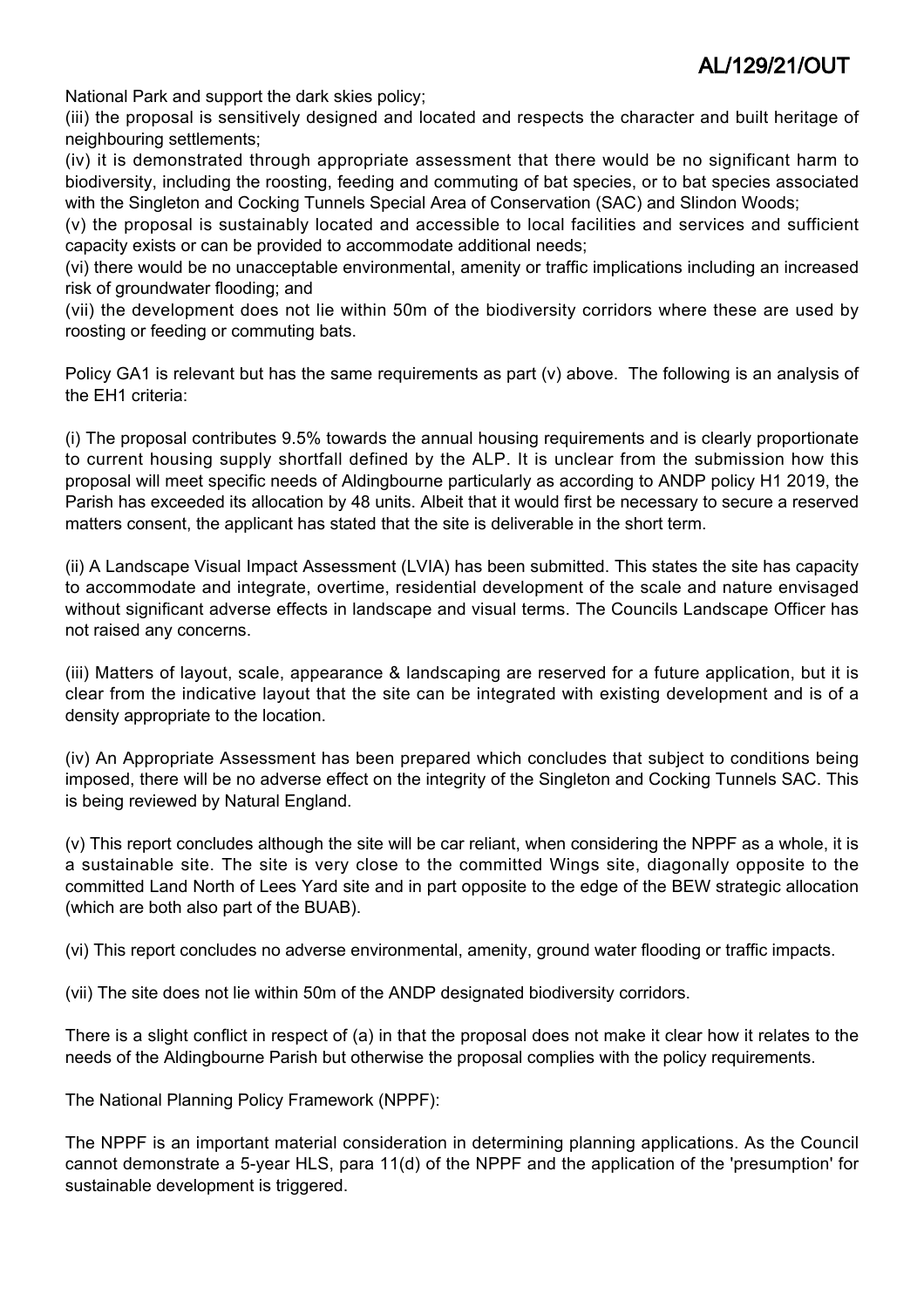National Park and support the dark skies policy;
(iii) the proposal is sensitively designed and located and respects the character and built heritage of neighbouring settlements;
(iv) it is demonstrated through appropriate assessment that there would be no significant harm to biodiversity, including the roosting, feeding and commuting of bat species, or to bat species associated with the Singleton and Cocking Tunnels Special Area of Conservation (SAC) and Slindon Woods;
(v) the proposal is sustainably located and accessible to local facilities and services and sufficient capacity exists or can be provided to accommodate additional needs;
(vi) there would be no unacceptable environmental, amenity or traffic implications including an increased risk of groundwater flooding; and
(vii) the development does not lie within 50m of the biodiversity corridors where these are used by roosting or feeding or commuting bats.

Policy GA1 is relevant but has the same requirements as part (v) above. The following is an analysis of the EH1 criteria:

(i) The proposal contributes 9.5% towards the annual housing requirements and is clearly proportionate to current housing supply shortfall defined by the ALP. It is unclear from the submission how this proposal will meet specific needs of Aldingbourne particularly as according to ANDP policy H1 2019, the Parish has exceeded its allocation by 48 units. Albeit that it would first be necessary to secure a reserved matters consent, the applicant has stated that the site is deliverable in the short term.

(ii) A Landscape Visual Impact Assessment (LVIA) has been submitted. This states the site has capacity to accommodate and integrate, overtime, residential development of the scale and nature envisaged without significant adverse effects in landscape and visual terms. The Councils Landscape Officer has not raised any concerns.

(iii) Matters of layout, scale, appearance & landscaping are reserved for a future application, but it is clear from the indicative layout that the site can be integrated with existing development and is of a density appropriate to the location.

(iv) An Appropriate Assessment has been prepared which concludes that subject to conditions being imposed, there will be no adverse effect on the integrity of the Singleton and Cocking Tunnels SAC. This is being reviewed by Natural England.

(v) This report concludes although the site will be car reliant, when considering the NPPF as a whole, it is a sustainable site. The site is very close to the committed Wings site, diagonally opposite to the committed Land North of Lees Yard site and in part opposite to the edge of the BEW strategic allocation (which are both also part of the BUAB).

(vi) This report concludes no adverse environmental, amenity, ground water flooding or traffic impacts.

(vii) The site does not lie within 50m of the ANDP designated biodiversity corridors.

There is a slight conflict in respect of (a) in that the proposal does not make it clear how it relates to the needs of the Aldingbourne Parish but otherwise the proposal complies with the policy requirements.

The National Planning Policy Framework (NPPF):

The NPPF is an important material consideration in determining planning applications. As the Council cannot demonstrate a 5-year HLS, para 11(d) of the NPPF and the application of the 'presumption' for sustainable development is triggered.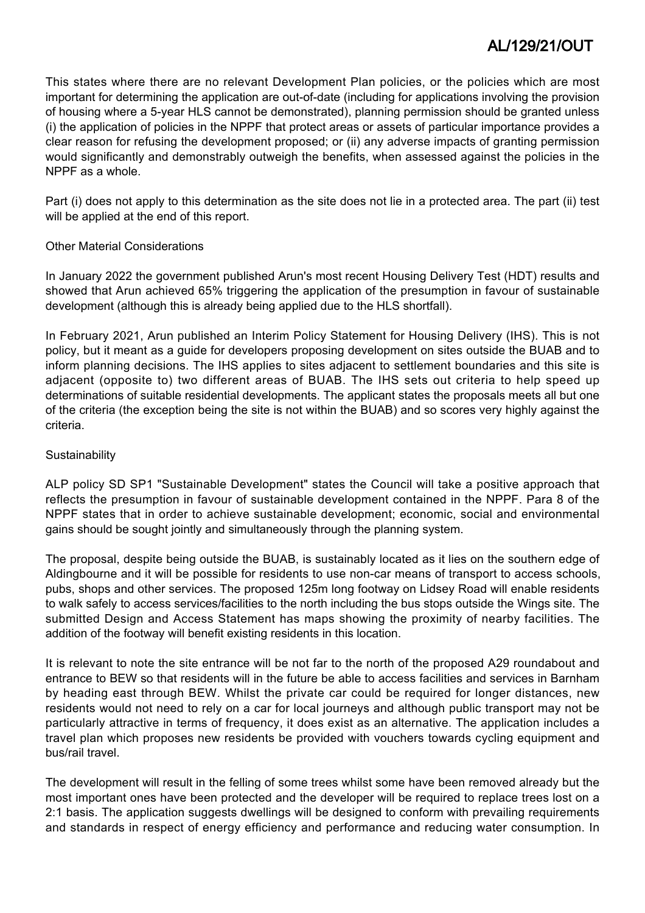This states where there are no relevant Development Plan policies, or the policies which are most important for determining the application are out-of-date (including for applications involving the provision of housing where a 5-year HLS cannot be demonstrated), planning permission should be granted unless (i) the application of policies in the NPPF that protect areas or assets of particular importance provides a clear reason for refusing the development proposed; or (ii) any adverse impacts of granting permission would significantly and demonstrably outweigh the benefits, when assessed against the policies in the NPPF as a whole.

Part (i) does not apply to this determination as the site does not lie in a protected area. The part (ii) test will be applied at the end of this report.

Other Material Considerations

In January 2022 the government published Arun's most recent Housing Delivery Test (HDT) results and showed that Arun achieved 65% triggering the application of the presumption in favour of sustainable development (although this is already being applied due to the HLS shortfall).

In February 2021, Arun published an Interim Policy Statement for Housing Delivery (IHS). This is not policy, but it meant as a guide for developers proposing development on sites outside the BUAB and to inform planning decisions. The IHS applies to sites adjacent to settlement boundaries and this site is adjacent (opposite to) two different areas of BUAB. The IHS sets out criteria to help speed up determinations of suitable residential developments. The applicant states the proposals meets all but one of the criteria (the exception being the site is not within the BUAB) and so scores very highly against the criteria.

Sustainability

ALP policy SD SP1 "Sustainable Development" states the Council will take a positive approach that reflects the presumption in favour of sustainable development contained in the NPPF. Para 8 of the NPPF states that in order to achieve sustainable development; economic, social and environmental gains should be sought jointly and simultaneously through the planning system.

The proposal, despite being outside the BUAB, is sustainably located as it lies on the southern edge of Aldingbourne and it will be possible for residents to use non-car means of transport to access schools, pubs, shops and other services. The proposed 125m long footway on Lidsey Road will enable residents to walk safely to access services/facilities to the north including the bus stops outside the Wings site. The submitted Design and Access Statement has maps showing the proximity of nearby facilities. The addition of the footway will benefit existing residents in this location.

It is relevant to note the site entrance will be not far to the north of the proposed A29 roundabout and entrance to BEW so that residents will in the future be able to access facilities and services in Barnham by heading east through BEW. Whilst the private car could be required for longer distances, new residents would not need to rely on a car for local journeys and although public transport may not be particularly attractive in terms of frequency, it does exist as an alternative. The application includes a travel plan which proposes new residents be provided with vouchers towards cycling equipment and bus/rail travel.

The development will result in the felling of some trees whilst some have been removed already but the most important ones have been protected and the developer will be required to replace trees lost on a 2:1 basis. The application suggests dwellings will be designed to conform with prevailing requirements and standards in respect of energy efficiency and performance and reducing water consumption. In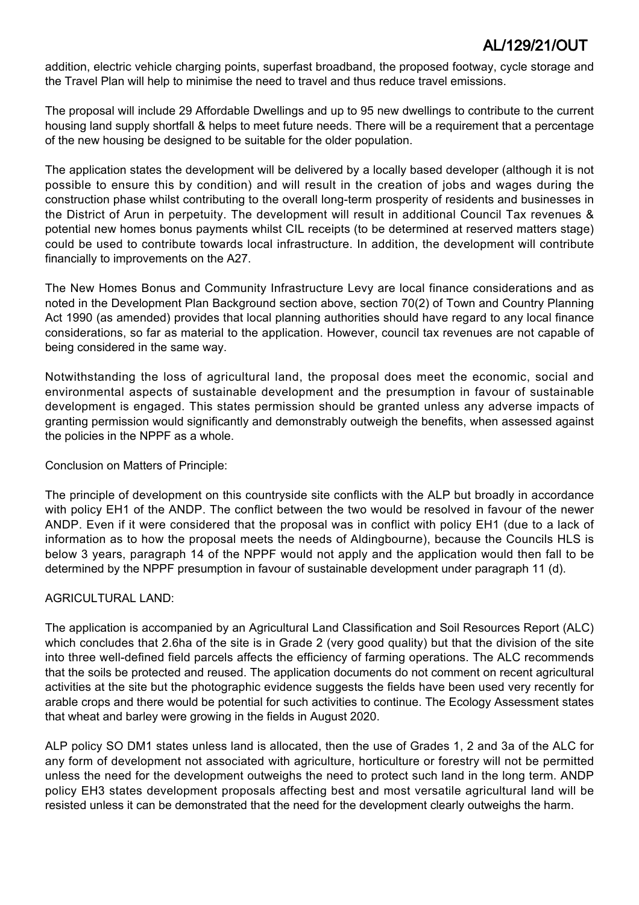addition, electric vehicle charging points, superfast broadband, the proposed footway, cycle storage and the Travel Plan will help to minimise the need to travel and thus reduce travel emissions.

The proposal will include 29 Affordable Dwellings and up to 95 new dwellings to contribute to the current housing land supply shortfall & helps to meet future needs. There will be a requirement that a percentage of the new housing be designed to be suitable for the older population.

The application states the development will be delivered by a locally based developer (although it is not possible to ensure this by condition) and will result in the creation of jobs and wages during the construction phase whilst contributing to the overall long-term prosperity of residents and businesses in the District of Arun in perpetuity. The development will result in additional Council Tax revenues & potential new homes bonus payments whilst CIL receipts (to be determined at reserved matters stage) could be used to contribute towards local infrastructure. In addition, the development will contribute financially to improvements on the A27.

The New Homes Bonus and Community Infrastructure Levy are local finance considerations and as noted in the Development Plan Background section above, section 70(2) of Town and Country Planning Act 1990 (as amended) provides that local planning authorities should have regard to any local finance considerations, so far as material to the application. However, council tax revenues are not capable of being considered in the same way.

Notwithstanding the loss of agricultural land, the proposal does meet the economic, social and environmental aspects of sustainable development and the presumption in favour of sustainable development is engaged. This states permission should be granted unless any adverse impacts of granting permission would significantly and demonstrably outweigh the benefits, when assessed against the policies in the NPPF as a whole.

Conclusion on Matters of Principle:

The principle of development on this countryside site conflicts with the ALP but broadly in accordance with policy EH1 of the ANDP. The conflict between the two would be resolved in favour of the newer ANDP. Even if it were considered that the proposal was in conflict with policy EH1 (due to a lack of information as to how the proposal meets the needs of Aldingbourne), because the Councils HLS is below 3 years, paragraph 14 of the NPPF would not apply and the application would then fall to be determined by the NPPF presumption in favour of sustainable development under paragraph 11 (d).

AGRICULTURAL LAND:

The application is accompanied by an Agricultural Land Classification and Soil Resources Report (ALC) which concludes that 2.6ha of the site is in Grade 2 (very good quality) but that the division of the site into three well-defined field parcels affects the efficiency of farming operations. The ALC recommends that the soils be protected and reused. The application documents do not comment on recent agricultural activities at the site but the photographic evidence suggests the fields have been used very recently for arable crops and there would be potential for such activities to continue. The Ecology Assessment states that wheat and barley were growing in the fields in August 2020.

ALP policy SO DM1 states unless land is allocated, then the use of Grades 1, 2 and 3a of the ALC for any form of development not associated with agriculture, horticulture or forestry will not be permitted unless the need for the development outweighs the need to protect such land in the long term. ANDP policy EH3 states development proposals affecting best and most versatile agricultural land will be resisted unless it can be demonstrated that the need for the development clearly outweighs the harm.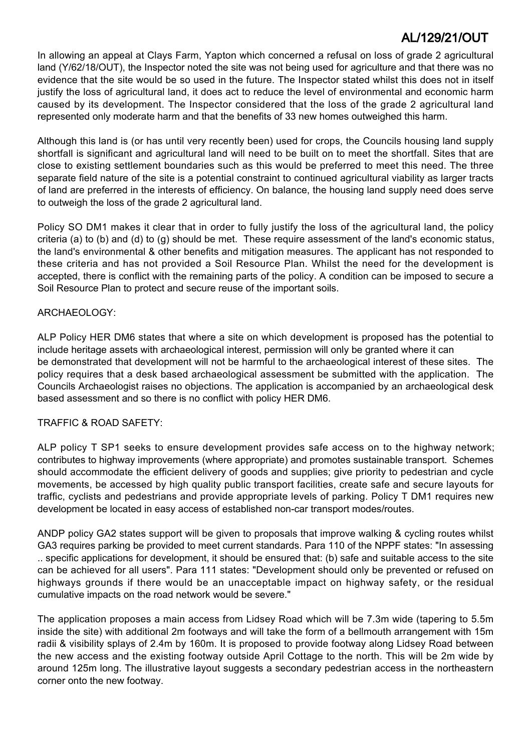In allowing an appeal at Clays Farm, Yapton which concerned a refusal on loss of grade 2 agricultural land (Y/62/18/OUT), the Inspector noted the site was not being used for agriculture and that there was no evidence that the site would be so used in the future. The Inspector stated whilst this does not in itself justify the loss of agricultural land, it does act to reduce the level of environmental and economic harm caused by its development. The Inspector considered that the loss of the grade 2 agricultural land represented only moderate harm and that the benefits of 33 new homes outweighed this harm.

Although this land is (or has until very recently been) used for crops, the Councils housing land supply shortfall is significant and agricultural land will need to be built on to meet the shortfall. Sites that are close to existing settlement boundaries such as this would be preferred to meet this need. The three separate field nature of the site is a potential constraint to continued agricultural viability as larger tracts of land are preferred in the interests of efficiency. On balance, the housing land supply need does serve to outweigh the loss of the grade 2 agricultural land.

Policy SO DM1 makes it clear that in order to fully justify the loss of the agricultural land, the policy criteria (a) to (b) and (d) to (g) should be met. These require assessment of the land's economic status, the land's environmental & other benefits and mitigation measures. The applicant has not responded to these criteria and has not provided a Soil Resource Plan. Whilst the need for the development is accepted, there is conflict with the remaining parts of the policy. A condition can be imposed to secure a Soil Resource Plan to protect and secure reuse of the important soils.

ARCHAEOLOGY:

ALP Policy HER DM6 states that where a site on which development is proposed has the potential to include heritage assets with archaeological interest, permission will only be granted where it can be demonstrated that development will not be harmful to the archaeological interest of these sites. The policy requires that a desk based archaeological assessment be submitted with the application. The Councils Archaeologist raises no objections. The application is accompanied by an archaeological desk based assessment and so there is no conflict with policy HER DM6.

TRAFFIC & ROAD SAFETY:

ALP policy T SP1 seeks to ensure development provides safe access on to the highway network; contributes to highway improvements (where appropriate) and promotes sustainable transport. Schemes should accommodate the efficient delivery of goods and supplies; give priority to pedestrian and cycle movements, be accessed by high quality public transport facilities, create safe and secure layouts for traffic, cyclists and pedestrians and provide appropriate levels of parking. Policy T DM1 requires new development be located in easy access of established non-car transport modes/routes.

ANDP policy GA2 states support will be given to proposals that improve walking & cycling routes whilst GA3 requires parking be provided to meet current standards. Para 110 of the NPPF states: "In assessing .. specific applications for development, it should be ensured that: (b) safe and suitable access to the site can be achieved for all users". Para 111 states: "Development should only be prevented or refused on highways grounds if there would be an unacceptable impact on highway safety, or the residual cumulative impacts on the road network would be severe."

The application proposes a main access from Lidsey Road which will be 7.3m wide (tapering to 5.5m inside the site) with additional 2m footways and will take the form of a bellmouth arrangement with 15m radii & visibility splays of 2.4m by 160m. It is proposed to provide footway along Lidsey Road between the new access and the existing footway outside April Cottage to the north. This will be 2m wide by around 125m long. The illustrative layout suggests a secondary pedestrian access in the northeastern corner onto the new footway.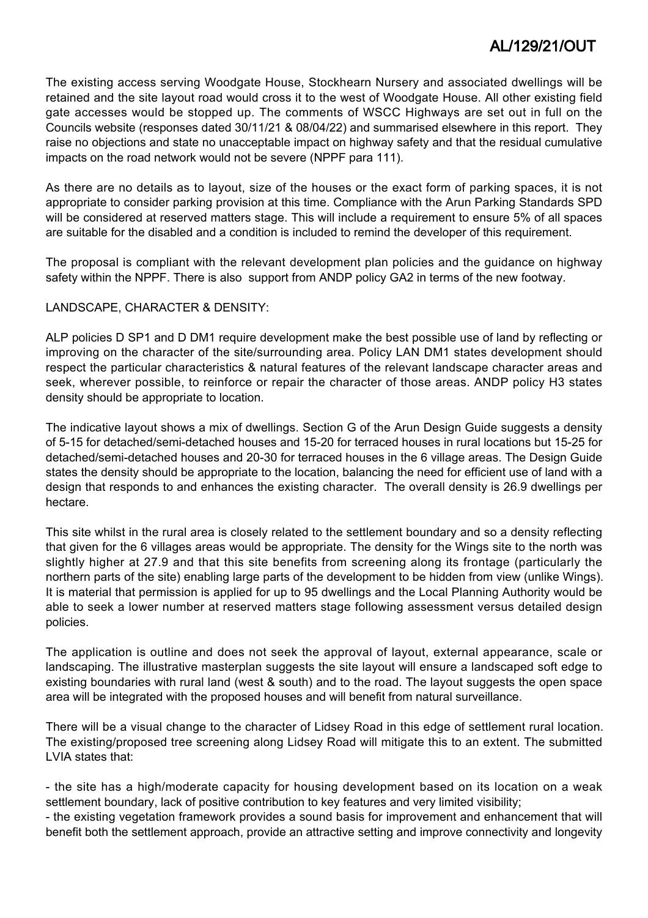The existing access serving Woodgate House, Stockhearn Nursery and associated dwellings will be retained and the site layout road would cross it to the west of Woodgate House. All other existing field gate accesses would be stopped up. The comments of WSCC Highways are set out in full on the Councils website (responses dated 30/11/21 & 08/04/22) and summarised elsewhere in this report. They raise no objections and state no unacceptable impact on highway safety and that the residual cumulative impacts on the road network would not be severe (NPPF para 111).

As there are no details as to layout, size of the houses or the exact form of parking spaces, it is not appropriate to consider parking provision at this time. Compliance with the Arun Parking Standards SPD will be considered at reserved matters stage. This will include a requirement to ensure 5% of all spaces are suitable for the disabled and a condition is included to remind the developer of this requirement.

The proposal is compliant with the relevant development plan policies and the guidance on highway safety within the NPPF. There is also support from ANDP policy GA2 in terms of the new footway.

LANDSCAPE, CHARACTER & DENSITY:

ALP policies D SP1 and D DM1 require development make the best possible use of land by reflecting or improving on the character of the site/surrounding area. Policy LAN DM1 states development should respect the particular characteristics & natural features of the relevant landscape character areas and seek, wherever possible, to reinforce or repair the character of those areas. ANDP policy H3 states density should be appropriate to location.

The indicative layout shows a mix of dwellings. Section G of the Arun Design Guide suggests a density of 5-15 for detached/semi-detached houses and 15-20 for terraced houses in rural locations but 15-25 for detached/semi-detached houses and 20-30 for terraced houses in the 6 village areas. The Design Guide states the density should be appropriate to the location, balancing the need for efficient use of land with a design that responds to and enhances the existing character. The overall density is 26.9 dwellings per hectare.

This site whilst in the rural area is closely related to the settlement boundary and so a density reflecting that given for the 6 villages areas would be appropriate. The density for the Wings site to the north was slightly higher at 27.9 and that this site benefits from screening along its frontage (particularly the northern parts of the site) enabling large parts of the development to be hidden from view (unlike Wings). It is material that permission is applied for up to 95 dwellings and the Local Planning Authority would be able to seek a lower number at reserved matters stage following assessment versus detailed design policies.

The application is outline and does not seek the approval of layout, external appearance, scale or landscaping. The illustrative masterplan suggests the site layout will ensure a landscaped soft edge to existing boundaries with rural land (west & south) and to the road. The layout suggests the open space area will be integrated with the proposed houses and will benefit from natural surveillance.

There will be a visual change to the character of Lidsey Road in this edge of settlement rural location. The existing/proposed tree screening along Lidsey Road will mitigate this to an extent. The submitted LVIA states that:

- the site has a high/moderate capacity for housing development based on its location on a weak settlement boundary, lack of positive contribution to key features and very limited visibility;
- the existing vegetation framework provides a sound basis for improvement and enhancement that will benefit both the settlement approach, provide an attractive setting and improve connectivity and longevity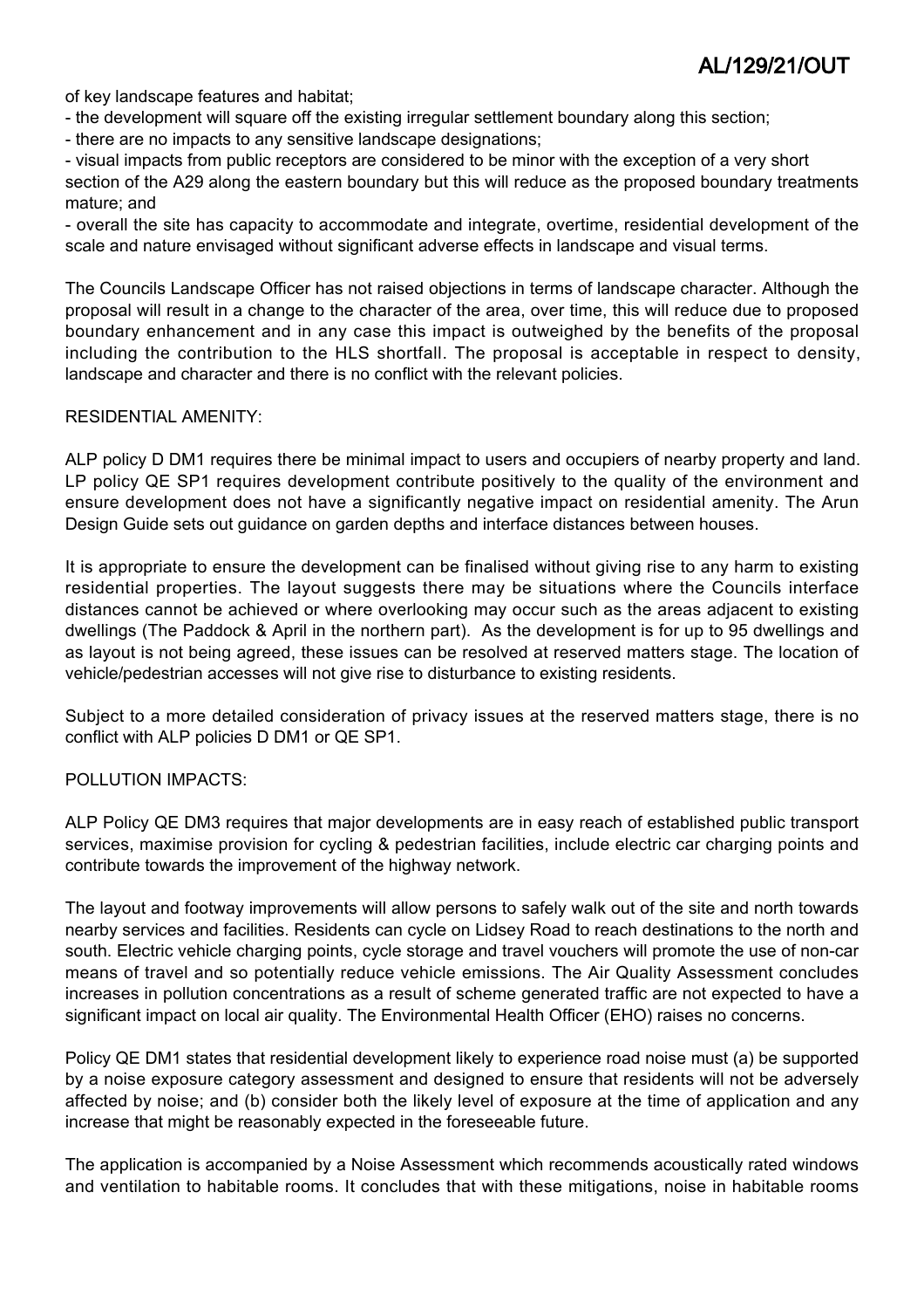of key landscape features and habitat;

- the development will square off the existing irregular settlement boundary along this section;
- there are no impacts to any sensitive landscape designations;
- visual impacts from public receptors are considered to be minor with the exception of a very short section of the A29 along the eastern boundary but this will reduce as the proposed boundary treatments mature; and
- overall the site has capacity to accommodate and integrate, overtime, residential development of the scale and nature envisaged without significant adverse effects in landscape and visual terms.

The Councils Landscape Officer has not raised objections in terms of landscape character. Although the proposal will result in a change to the character of the area, over time, this will reduce due to proposed boundary enhancement and in any case this impact is outweighed by the benefits of the proposal including the contribution to the HLS shortfall. The proposal is acceptable in respect to density, landscape and character and there is no conflict with the relevant policies.

RESIDENTIAL AMENITY:

ALP policy D DM1 requires there be minimal impact to users and occupiers of nearby property and land. LP policy QE SP1 requires development contribute positively to the quality of the environment and ensure development does not have a significantly negative impact on residential amenity. The Arun Design Guide sets out guidance on garden depths and interface distances between houses.

It is appropriate to ensure the development can be finalised without giving rise to any harm to existing residential properties. The layout suggests there may be situations where the Councils interface distances cannot be achieved or where overlooking may occur such as the areas adjacent to existing dwellings (The Paddock & April in the northern part). As the development is for up to 95 dwellings and as layout is not being agreed, these issues can be resolved at reserved matters stage. The location of vehicle/pedestrian accesses will not give rise to disturbance to existing residents.

Subject to a more detailed consideration of privacy issues at the reserved matters stage, there is no conflict with ALP policies D DM1 or QE SP1.

POLLUTION IMPACTS:

ALP Policy QE DM3 requires that major developments are in easy reach of established public transport services, maximise provision for cycling & pedestrian facilities, include electric car charging points and contribute towards the improvement of the highway network.

The layout and footway improvements will allow persons to safely walk out of the site and north towards nearby services and facilities. Residents can cycle on Lidsey Road to reach destinations to the north and south. Electric vehicle charging points, cycle storage and travel vouchers will promote the use of non-car means of travel and so potentially reduce vehicle emissions. The Air Quality Assessment concludes increases in pollution concentrations as a result of scheme generated traffic are not expected to have a significant impact on local air quality. The Environmental Health Officer (EHO) raises no concerns.

Policy QE DM1 states that residential development likely to experience road noise must (a) be supported by a noise exposure category assessment and designed to ensure that residents will not be adversely affected by noise; and (b) consider both the likely level of exposure at the time of application and any increase that might be reasonably expected in the foreseeable future.

The application is accompanied by a Noise Assessment which recommends acoustically rated windows and ventilation to habitable rooms. It concludes that with these mitigations, noise in habitable rooms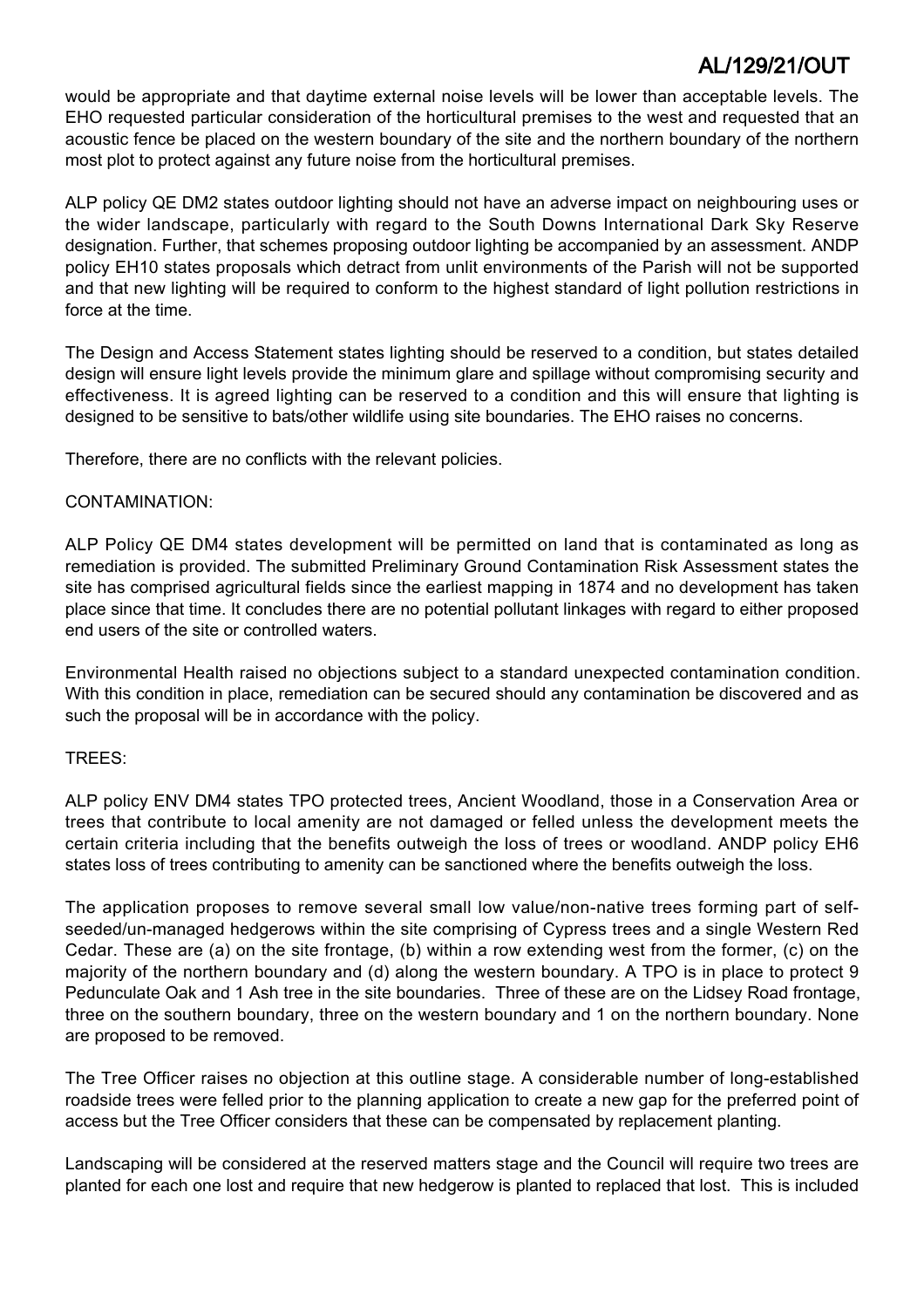would be appropriate and that daytime external noise levels will be lower than acceptable levels. The EHO requested particular consideration of the horticultural premises to the west and requested that an acoustic fence be placed on the western boundary of the site and the northern boundary of the northern most plot to protect against any future noise from the horticultural premises.

ALP policy QE DM2 states outdoor lighting should not have an adverse impact on neighbouring uses or the wider landscape, particularly with regard to the South Downs International Dark Sky Reserve designation. Further, that schemes proposing outdoor lighting be accompanied by an assessment. ANDP policy EH10 states proposals which detract from unlit environments of the Parish will not be supported and that new lighting will be required to conform to the highest standard of light pollution restrictions in force at the time.

The Design and Access Statement states lighting should be reserved to a condition, but states detailed design will ensure light levels provide the minimum glare and spillage without compromising security and effectiveness. It is agreed lighting can be reserved to a condition and this will ensure that lighting is designed to be sensitive to bats/other wildlife using site boundaries. The EHO raises no concerns.

Therefore, there are no conflicts with the relevant policies.

CONTAMINATION:

ALP Policy QE DM4 states development will be permitted on land that is contaminated as long as remediation is provided. The submitted Preliminary Ground Contamination Risk Assessment states the site has comprised agricultural fields since the earliest mapping in 1874 and no development has taken place since that time. It concludes there are no potential pollutant linkages with regard to either proposed end users of the site or controlled waters.

Environmental Health raised no objections subject to a standard unexpected contamination condition. With this condition in place, remediation can be secured should any contamination be discovered and as such the proposal will be in accordance with the policy.

TREES:

ALP policy ENV DM4 states TPO protected trees, Ancient Woodland, those in a Conservation Area or trees that contribute to local amenity are not damaged or felled unless the development meets the certain criteria including that the benefits outweigh the loss of trees or woodland. ANDP policy EH6 states loss of trees contributing to amenity can be sanctioned where the benefits outweigh the loss.

The application proposes to remove several small low value/non-native trees forming part of self-seeded/un-managed hedgerows within the site comprising of Cypress trees and a single Western Red Cedar. These are (a) on the site frontage, (b) within a row extending west from the former, (c) on the majority of the northern boundary and (d) along the western boundary. A TPO is in place to protect 9 Pedunculate Oak and 1 Ash tree in the site boundaries. Three of these are on the Lidsey Road frontage, three on the southern boundary, three on the western boundary and 1 on the northern boundary. None are proposed to be removed.

The Tree Officer raises no objection at this outline stage. A considerable number of long-established roadside trees were felled prior to the planning application to create a new gap for the preferred point of access but the Tree Officer considers that these can be compensated by replacement planting.

Landscaping will be considered at the reserved matters stage and the Council will require two trees are planted for each one lost and require that new hedgerow is planted to replaced that lost. This is included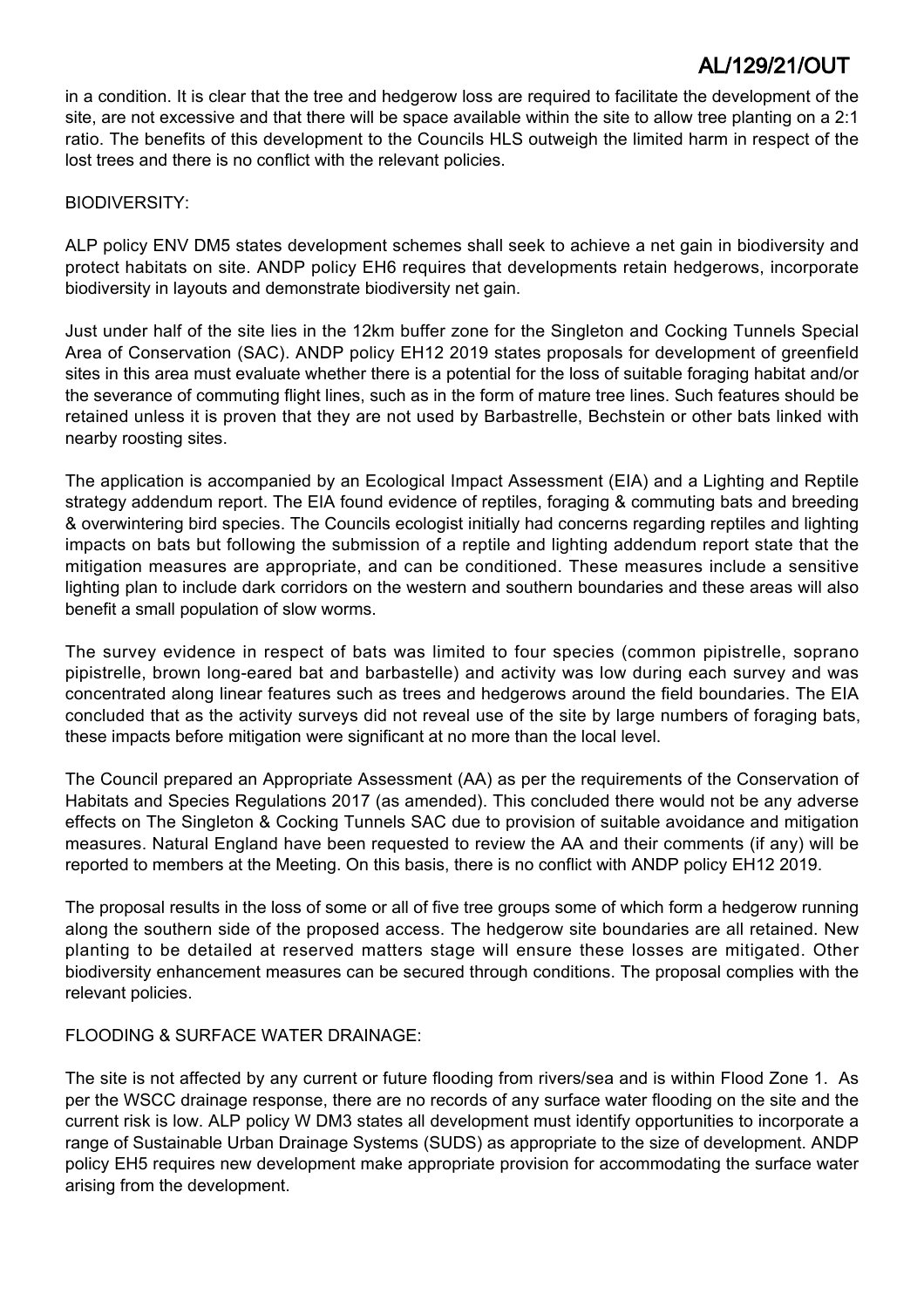in a condition. It is clear that the tree and hedgerow loss are required to facilitate the development of the site, are not excessive and that there will be space available within the site to allow tree planting on a 2:1 ratio. The benefits of this development to the Councils HLS outweigh the limited harm in respect of the lost trees and there is no conflict with the relevant policies.

BIODIVERSITY:

ALP policy ENV DM5 states development schemes shall seek to achieve a net gain in biodiversity and protect habitats on site. ANDP policy EH6 requires that developments retain hedgerows, incorporate biodiversity in layouts and demonstrate biodiversity net gain.

Just under half of the site lies in the 12km buffer zone for the Singleton and Cocking Tunnels Special Area of Conservation (SAC). ANDP policy EH12 2019 states proposals for development of greenfield sites in this area must evaluate whether there is a potential for the loss of suitable foraging habitat and/or the severance of commuting flight lines, such as in the form of mature tree lines. Such features should be retained unless it is proven that they are not used by Barbastrelle, Bechstein or other bats linked with nearby roosting sites.

The application is accompanied by an Ecological Impact Assessment (EIA) and a Lighting and Reptile strategy addendum report. The EIA found evidence of reptiles, foraging & commuting bats and breeding & overwintering bird species. The Councils ecologist initially had concerns regarding reptiles and lighting impacts on bats but following the submission of a reptile and lighting addendum report state that the mitigation measures are appropriate, and can be conditioned. These measures include a sensitive lighting plan to include dark corridors on the western and southern boundaries and these areas will also benefit a small population of slow worms.

The survey evidence in respect of bats was limited to four species (common pipistrelle, soprano pipistrelle, brown long-eared bat and barbastelle) and activity was low during each survey and was concentrated along linear features such as trees and hedgerows around the field boundaries. The EIA concluded that as the activity surveys did not reveal use of the site by large numbers of foraging bats, these impacts before mitigation were significant at no more than the local level.

The Council prepared an Appropriate Assessment (AA) as per the requirements of the Conservation of Habitats and Species Regulations 2017 (as amended). This concluded there would not be any adverse effects on The Singleton & Cocking Tunnels SAC due to provision of suitable avoidance and mitigation measures. Natural England have been requested to review the AA and their comments (if any) will be reported to members at the Meeting. On this basis, there is no conflict with ANDP policy EH12 2019.

The proposal results in the loss of some or all of five tree groups some of which form a hedgerow running along the southern side of the proposed access. The hedgerow site boundaries are all retained. New planting to be detailed at reserved matters stage will ensure these losses are mitigated. Other biodiversity enhancement measures can be secured through conditions. The proposal complies with the relevant policies.

FLOODING & SURFACE WATER DRAINAGE:

The site is not affected by any current or future flooding from rivers/sea and is within Flood Zone 1. As per the WSCC drainage response, there are no records of any surface water flooding on the site and the current risk is low. ALP policy W DM3 states all development must identify opportunities to incorporate a range of Sustainable Urban Drainage Systems (SUDS) as appropriate to the size of development. ANDP policy EH5 requires new development make appropriate provision for accommodating the surface water arising from the development.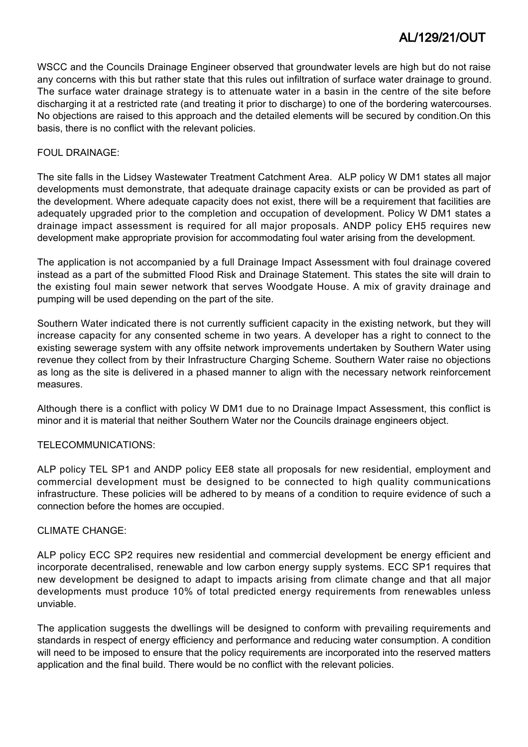WSCC and the Councils Drainage Engineer observed that groundwater levels are high but do not raise any concerns with this but rather state that this rules out infiltration of surface water drainage to ground. The surface water drainage strategy is to attenuate water in a basin in the centre of the site before discharging it at a restricted rate (and treating it prior to discharge) to one of the bordering watercourses. No objections are raised to this approach and the detailed elements will be secured by condition.On this basis, there is no conflict with the relevant policies.

FOUL DRAINAGE:

The site falls in the Lidsey Wastewater Treatment Catchment Area. ALP policy W DM1 states all major developments must demonstrate, that adequate drainage capacity exists or can be provided as part of the development. Where adequate capacity does not exist, there will be a requirement that facilities are adequately upgraded prior to the completion and occupation of development. Policy W DM1 states a drainage impact assessment is required for all major proposals. ANDP policy EH5 requires new development make appropriate provision for accommodating foul water arising from the development.

The application is not accompanied by a full Drainage Impact Assessment with foul drainage covered instead as a part of the submitted Flood Risk and Drainage Statement. This states the site will drain to the existing foul main sewer network that serves Woodgate House. A mix of gravity drainage and pumping will be used depending on the part of the site.

Southern Water indicated there is not currently sufficient capacity in the existing network, but they will increase capacity for any consented scheme in two years. A developer has a right to connect to the existing sewerage system with any offsite network improvements undertaken by Southern Water using revenue they collect from by their Infrastructure Charging Scheme. Southern Water raise no objections as long as the site is delivered in a phased manner to align with the necessary network reinforcement measures.

Although there is a conflict with policy W DM1 due to no Drainage Impact Assessment, this conflict is minor and it is material that neither Southern Water nor the Councils drainage engineers object.

TELECOMMUNICATIONS:

ALP policy TEL SP1 and ANDP policy EE8 state all proposals for new residential, employment and commercial development must be designed to be connected to high quality communications infrastructure. These policies will be adhered to by means of a condition to require evidence of such a connection before the homes are occupied.

CLIMATE CHANGE:

ALP policy ECC SP2 requires new residential and commercial development be energy efficient and incorporate decentralised, renewable and low carbon energy supply systems. ECC SP1 requires that new development be designed to adapt to impacts arising from climate change and that all major developments must produce 10% of total predicted energy requirements from renewables unless unviable.

The application suggests the dwellings will be designed to conform with prevailing requirements and standards in respect of energy efficiency and performance and reducing water consumption. A condition will need to be imposed to ensure that the policy requirements are incorporated into the reserved matters application and the final build. There would be no conflict with the relevant policies.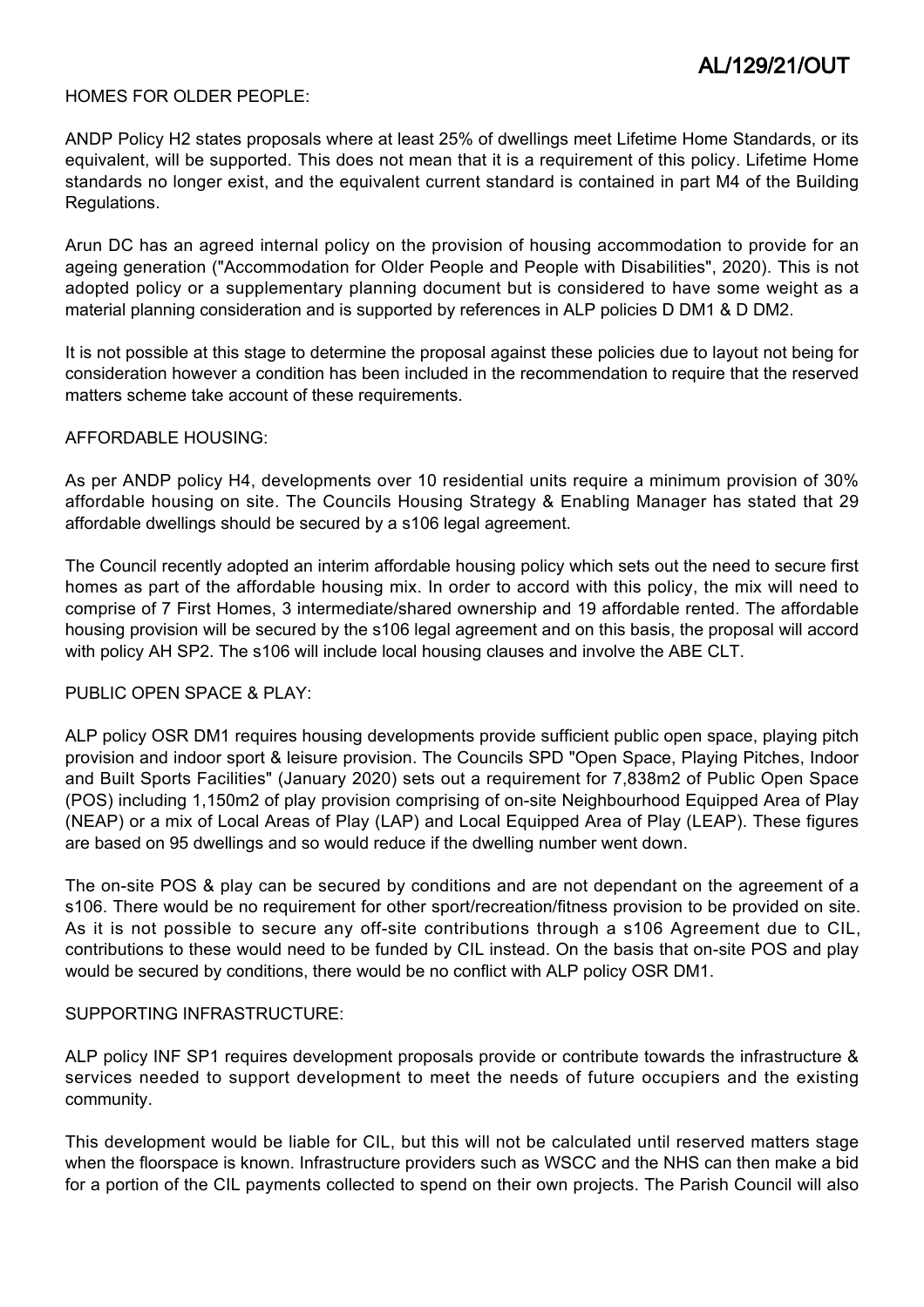### HOMES FOR OLDER PEOPLE:

ANDP Policy H2 states proposals where at least 25% of dwellings meet Lifetime Home Standards, or its equivalent, will be supported. This does not mean that it is a requirement of this policy. Lifetime Home standards no longer exist, and the equivalent current standard is contained in part M4 of the Building Regulations.

Arun DC has an agreed internal policy on the provision of housing accommodation to provide for an ageing generation ("Accommodation for Older People and People with Disabilities", 2020). This is not adopted policy or a supplementary planning document but is considered to have some weight as a material planning consideration and is supported by references in ALP policies D DM1 & D DM2.

It is not possible at this stage to determine the proposal against these policies due to layout not being for consideration however a condition has been included in the recommendation to require that the reserved matters scheme take account of these requirements.

### AFFORDABLE HOUSING:

As per ANDP policy H4, developments over 10 residential units require a minimum provision of 30% affordable housing on site. The Councils Housing Strategy & Enabling Manager has stated that 29 affordable dwellings should be secured by a s106 legal agreement.

The Council recently adopted an interim affordable housing policy which sets out the need to secure first homes as part of the affordable housing mix. In order to accord with this policy, the mix will need to comprise of 7 First Homes, 3 intermediate/shared ownership and 19 affordable rented. The affordable housing provision will be secured by the s106 legal agreement and on this basis, the proposal will accord with policy AH SP2. The s106 will include local housing clauses and involve the ABE CLT.

### PUBLIC OPEN SPACE & PLAY:

ALP policy OSR DM1 requires housing developments provide sufficient public open space, playing pitch provision and indoor sport & leisure provision. The Councils SPD "Open Space, Playing Pitches, Indoor and Built Sports Facilities" (January 2020) sets out a requirement for 7,838m2 of Public Open Space (POS) including 1,150m2 of play provision comprising of on-site Neighbourhood Equipped Area of Play (NEAP) or a mix of Local Areas of Play (LAP) and Local Equipped Area of Play (LEAP). These figures are based on 95 dwellings and so would reduce if the dwelling number went down.

The on-site POS & play can be secured by conditions and are not dependant on the agreement of a s106. There would be no requirement for other sport/recreation/fitness provision to be provided on site. As it is not possible to secure any off-site contributions through a s106 Agreement due to CIL, contributions to these would need to be funded by CIL instead. On the basis that on-site POS and play would be secured by conditions, there would be no conflict with ALP policy OSR DM1.

### SUPPORTING INFRASTRUCTURE:

ALP policy INF SP1 requires development proposals provide or contribute towards the infrastructure & services needed to support development to meet the needs of future occupiers and the existing community.

This development would be liable for CIL, but this will not be calculated until reserved matters stage when the floorspace is known. Infrastructure providers such as WSCC and the NHS can then make a bid for a portion of the CIL payments collected to spend on their own projects. The Parish Council will also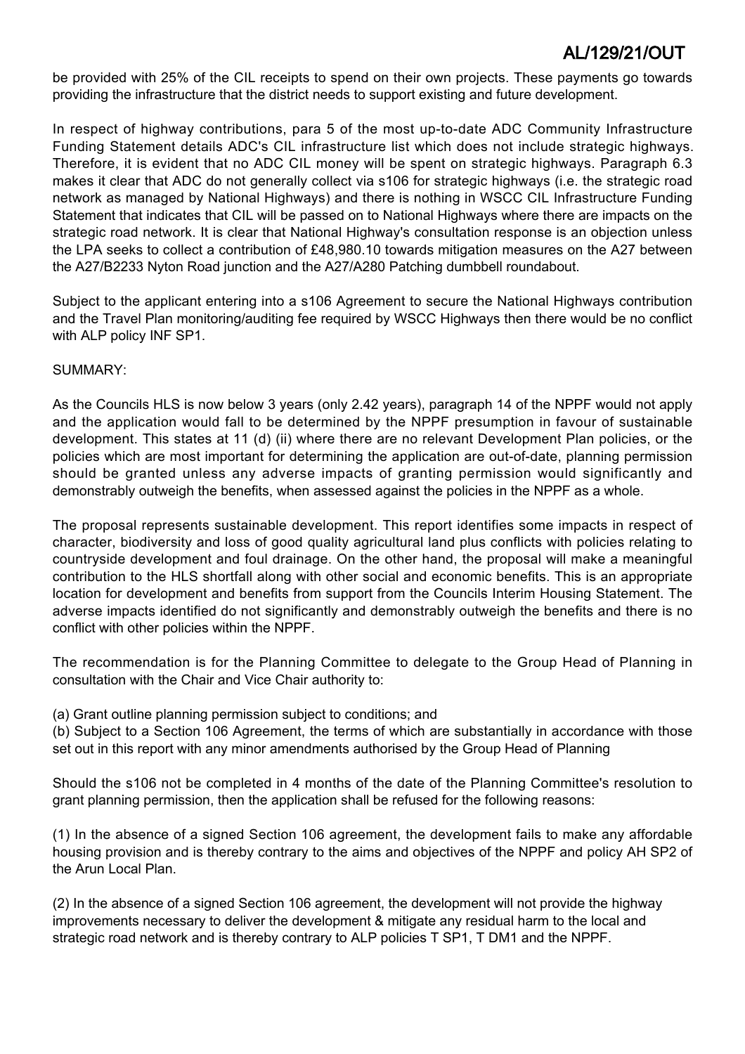be provided with 25% of the CIL receipts to spend on their own projects. These payments go towards providing the infrastructure that the district needs to support existing and future development.

In respect of highway contributions, para 5 of the most up-to-date ADC Community Infrastructure Funding Statement details ADC's CIL infrastructure list which does not include strategic highways. Therefore, it is evident that no ADC CIL money will be spent on strategic highways. Paragraph 6.3 makes it clear that ADC do not generally collect via s106 for strategic highways (i.e. the strategic road network as managed by National Highways) and there is nothing in WSCC CIL Infrastructure Funding Statement that indicates that CIL will be passed on to National Highways where there are impacts on the strategic road network. It is clear that National Highway's consultation response is an objection unless the LPA seeks to collect a contribution of £48,980.10 towards mitigation measures on the A27 between the A27/B2233 Nyton Road junction and the A27/A280 Patching dumbbell roundabout.

Subject to the applicant entering into a s106 Agreement to secure the National Highways contribution and the Travel Plan monitoring/auditing fee required by WSCC Highways then there would be no conflict with ALP policy INF SP1.

SUMMARY:

As the Councils HLS is now below 3 years (only 2.42 years), paragraph 14 of the NPPF would not apply and the application would fall to be determined by the NPPF presumption in favour of sustainable development. This states at 11 (d) (ii) where there are no relevant Development Plan policies, or the policies which are most important for determining the application are out-of-date, planning permission should be granted unless any adverse impacts of granting permission would significantly and demonstrably outweigh the benefits, when assessed against the policies in the NPPF as a whole.

The proposal represents sustainable development. This report identifies some impacts in respect of character, biodiversity and loss of good quality agricultural land plus conflicts with policies relating to countryside development and foul drainage. On the other hand, the proposal will make a meaningful contribution to the HLS shortfall along with other social and economic benefits. This is an appropriate location for development and benefits from support from the Councils Interim Housing Statement. The adverse impacts identified do not significantly and demonstrably outweigh the benefits and there is no conflict with other policies within the NPPF.

The recommendation is for the Planning Committee to delegate to the Group Head of Planning in consultation with the Chair and Vice Chair authority to:

(a) Grant outline planning permission subject to conditions; and
(b) Subject to a Section 106 Agreement, the terms of which are substantially in accordance with those set out in this report with any minor amendments authorised by the Group Head of Planning

Should the s106 not be completed in 4 months of the date of the Planning Committee's resolution to grant planning permission, then the application shall be refused for the following reasons:

(1) In the absence of a signed Section 106 agreement, the development fails to make any affordable housing provision and is thereby contrary to the aims and objectives of the NPPF and policy AH SP2 of the Arun Local Plan.

(2) In the absence of a signed Section 106 agreement, the development will not provide the highway improvements necessary to deliver the development & mitigate any residual harm to the local and strategic road network and is thereby contrary to ALP policies T SP1, T DM1 and the NPPF.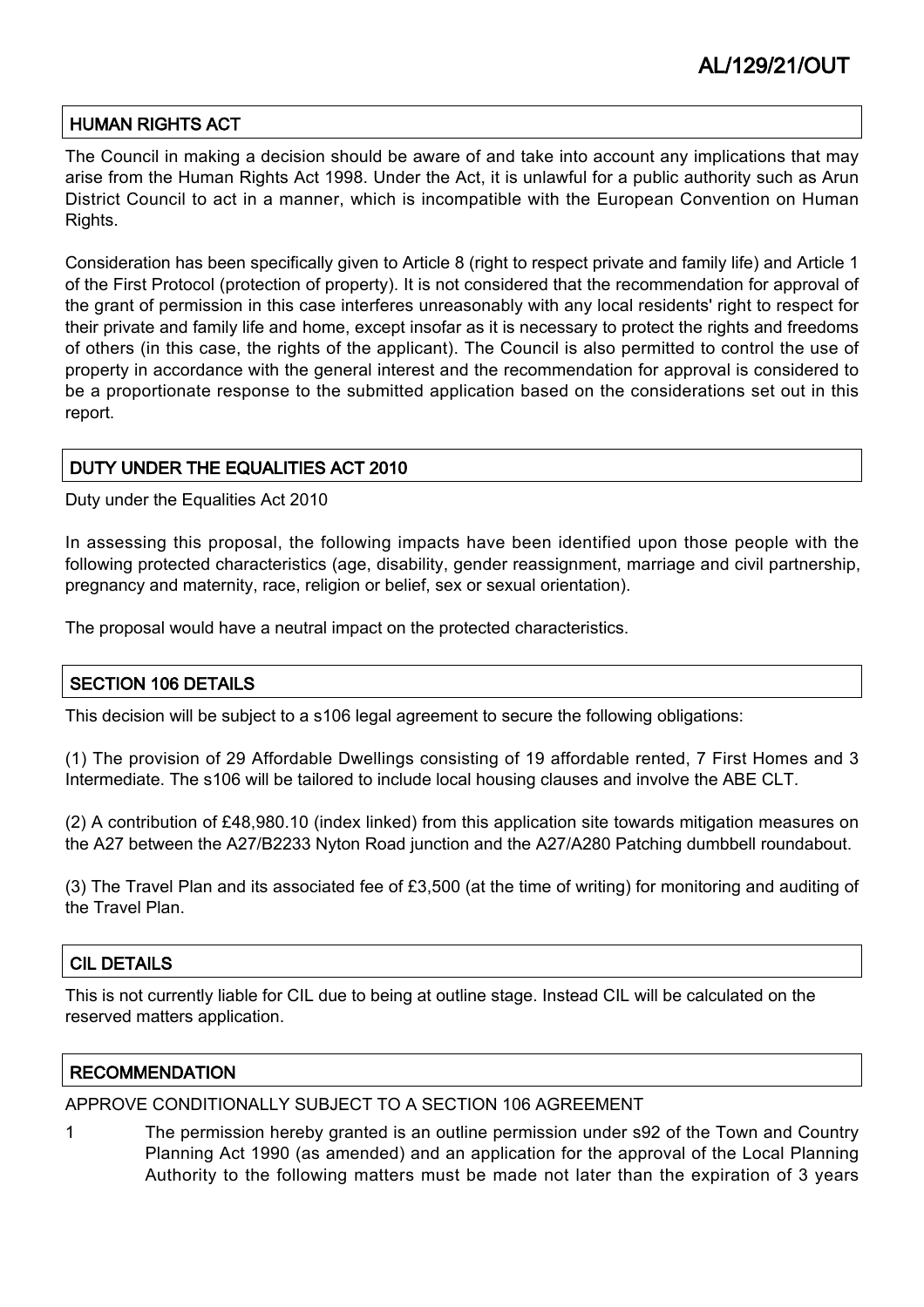## HUMAN RIGHTS ACT

The Council in making a decision should be aware of and take into account any implications that may arise from the Human Rights Act 1998. Under the Act, it is unlawful for a public authority such as Arun District Council to act in a manner, which is incompatible with the European Convention on Human Rights.

Consideration has been specifically given to Article 8 (right to respect private and family life) and Article 1 of the First Protocol (protection of property). It is not considered that the recommendation for approval of the grant of permission in this case interferes unreasonably with any local residents' right to respect for their private and family life and home, except insofar as it is necessary to protect the rights and freedoms of others (in this case, the rights of the applicant). The Council is also permitted to control the use of property in accordance with the general interest and the recommendation for approval is considered to be a proportionate response to the submitted application based on the considerations set out in this report.

## DUTY UNDER THE EQUALITIES ACT 2010

Duty under the Equalities Act 2010

In assessing this proposal, the following impacts have been identified upon those people with the following protected characteristics (age, disability, gender reassignment, marriage and civil partnership, pregnancy and maternity, race, religion or belief, sex or sexual orientation).

The proposal would have a neutral impact on the protected characteristics.

## SECTION 106 DETAILS

This decision will be subject to a s106 legal agreement to secure the following obligations:

(1) The provision of 29 Affordable Dwellings consisting of 19 affordable rented, 7 First Homes and 3 Intermediate. The s106 will be tailored to include local housing clauses and involve the ABE CLT.

(2) A contribution of £48,980.10 (index linked) from this application site towards mitigation measures on the A27 between the A27/B2233 Nyton Road junction and the A27/A280 Patching dumbbell roundabout.

(3) The Travel Plan and its associated fee of £3,500 (at the time of writing) for monitoring and auditing of the Travel Plan.

## CIL DETAILS

This is not currently liable for CIL due to being at outline stage. Instead CIL will be calculated on the reserved matters application.

## RECOMMENDATION

APPROVE CONDITIONALLY SUBJECT TO A SECTION 106 AGREEMENT

1 The permission hereby granted is an outline permission under s92 of the Town and Country Planning Act 1990 (as amended) and an application for the approval of the Local Planning Authority to the following matters must be made not later than the expiration of 3 years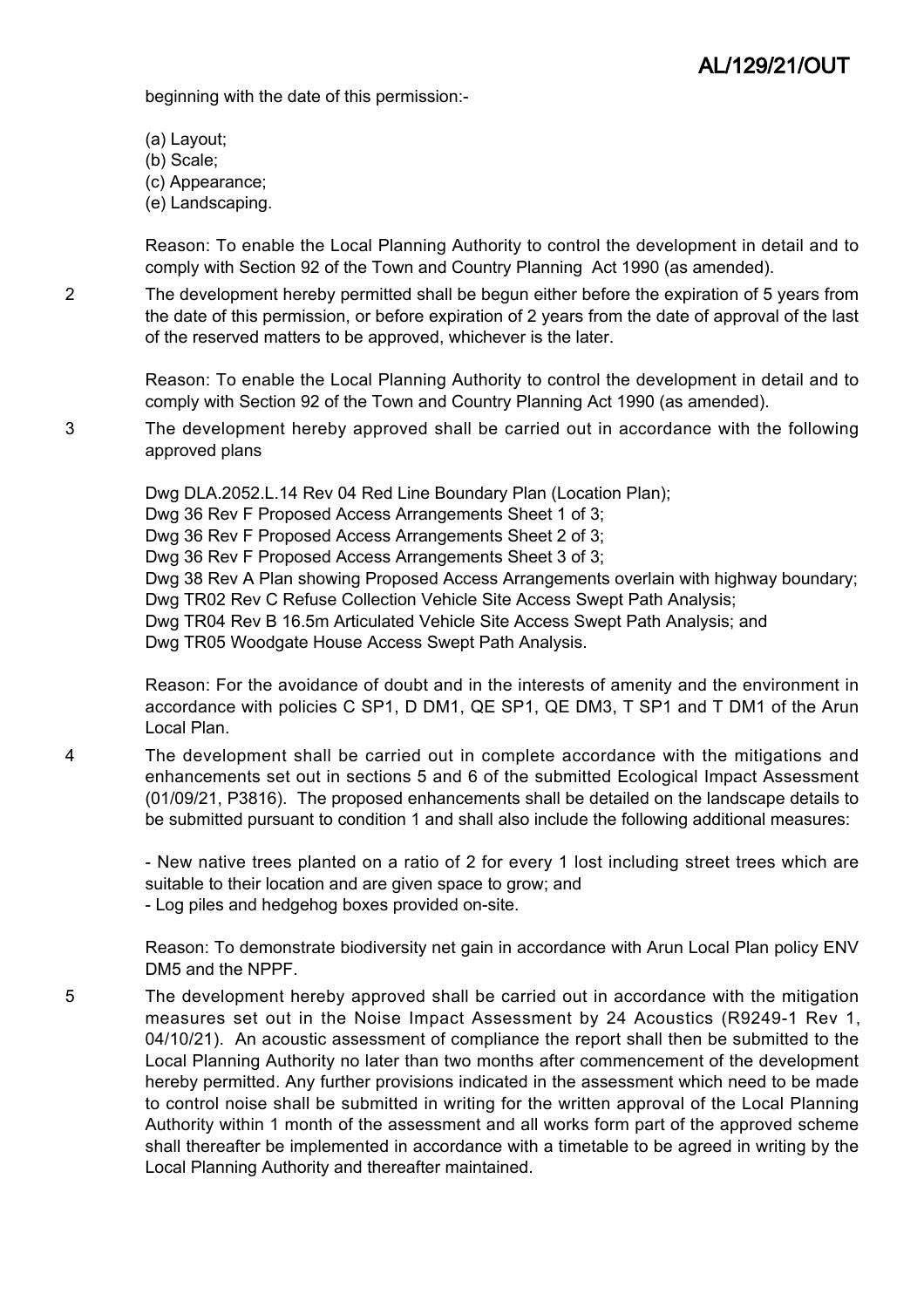beginning with the date of this permission:-

(a) Layout;
(b) Scale;
(c) Appearance;
(e) Landscaping.

Reason: To enable the Local Planning Authority to control the development in detail and to comply with Section 92 of the Town and Country Planning Act 1990 (as amended).

2 The development hereby permitted shall be begun either before the expiration of 5 years from the date of this permission, or before expiration of 2 years from the date of approval of the last of the reserved matters to be approved, whichever is the later.

Reason: To enable the Local Planning Authority to control the development in detail and to comply with Section 92 of the Town and Country Planning Act 1990 (as amended).

3 The development hereby approved shall be carried out in accordance with the following approved plans

Dwg DLA.2052.L.14 Rev 04 Red Line Boundary Plan (Location Plan);
Dwg 36 Rev F Proposed Access Arrangements Sheet 1 of 3;
Dwg 36 Rev F Proposed Access Arrangements Sheet 2 of 3;
Dwg 36 Rev F Proposed Access Arrangements Sheet 3 of 3;
Dwg 38 Rev A Plan showing Proposed Access Arrangements overlain with highway boundary;
Dwg TR02 Rev C Refuse Collection Vehicle Site Access Swept Path Analysis;
Dwg TR04 Rev B 16.5m Articulated Vehicle Site Access Swept Path Analysis; and
Dwg TR05 Woodgate House Access Swept Path Analysis.

Reason: For the avoidance of doubt and in the interests of amenity and the environment in accordance with policies C SP1, D DM1, QE SP1, QE DM3, T SP1 and T DM1 of the Arun Local Plan.

4 The development shall be carried out in complete accordance with the mitigations and enhancements set out in sections 5 and 6 of the submitted Ecological Impact Assessment (01/09/21, P3816). The proposed enhancements shall be detailed on the landscape details to be submitted pursuant to condition 1 and shall also include the following additional measures:

- New native trees planted on a ratio of 2 for every 1 lost including street trees which are suitable to their location and are given space to grow; and
- Log piles and hedgehog boxes provided on-site.

Reason: To demonstrate biodiversity net gain in accordance with Arun Local Plan policy ENV DM5 and the NPPF.

5 The development hereby approved shall be carried out in accordance with the mitigation measures set out in the Noise Impact Assessment by 24 Acoustics (R9249-1 Rev 1, 04/10/21). An acoustic assessment of compliance the report shall then be submitted to the Local Planning Authority no later than two months after commencement of the development hereby permitted. Any further provisions indicated in the assessment which need to be made to control noise shall be submitted in writing for the written approval of the Local Planning Authority within 1 month of the assessment and all works form part of the approved scheme shall thereafter be implemented in accordance with a timetable to be agreed in writing by the Local Planning Authority and thereafter maintained.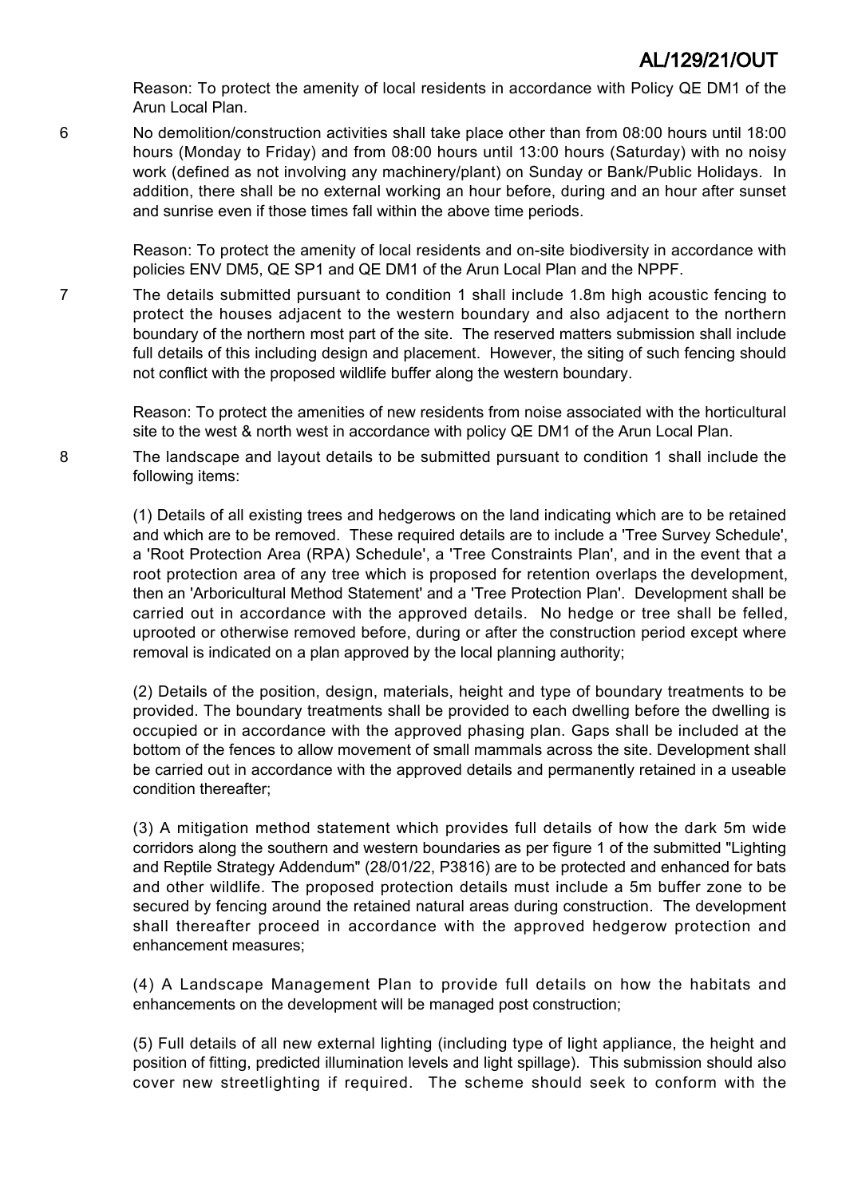Reason: To protect the amenity of local residents in accordance with Policy QE DM1 of the Arun Local Plan.

6 No demolition/construction activities shall take place other than from 08:00 hours until 18:00 hours (Monday to Friday) and from 08:00 hours until 13:00 hours (Saturday) with no noisy work (defined as not involving any machinery/plant) on Sunday or Bank/Public Holidays. In addition, there shall be no external working an hour before, during and an hour after sunset and sunrise even if those times fall within the above time periods.

Reason: To protect the amenity of local residents and on-site biodiversity in accordance with policies ENV DM5, QE SP1 and QE DM1 of the Arun Local Plan and the NPPF.

7 The details submitted pursuant to condition 1 shall include 1.8m high acoustic fencing to protect the houses adjacent to the western boundary and also adjacent to the northern boundary of the northern most part of the site. The reserved matters submission shall include full details of this including design and placement. However, the siting of such fencing should not conflict with the proposed wildlife buffer along the western boundary.

Reason: To protect the amenities of new residents from noise associated with the horticultural site to the west & north west in accordance with policy QE DM1 of the Arun Local Plan.

8 The landscape and layout details to be submitted pursuant to condition 1 shall include the following items:

(1) Details of all existing trees and hedgerows on the land indicating which are to be retained and which are to be removed. These required details are to include a 'Tree Survey Schedule', a 'Root Protection Area (RPA) Schedule', a 'Tree Constraints Plan', and in the event that a root protection area of any tree which is proposed for retention overlaps the development, then an 'Arboricultural Method Statement' and a 'Tree Protection Plan'. Development shall be carried out in accordance with the approved details. No hedge or tree shall be felled, uprooted or otherwise removed before, during or after the construction period except where removal is indicated on a plan approved by the local planning authority;

(2) Details of the position, design, materials, height and type of boundary treatments to be provided. The boundary treatments shall be provided to each dwelling before the dwelling is occupied or in accordance with the approved phasing plan. Gaps shall be included at the bottom of the fences to allow movement of small mammals across the site. Development shall be carried out in accordance with the approved details and permanently retained in a useable condition thereafter;

(3) A mitigation method statement which provides full details of how the dark 5m wide corridors along the southern and western boundaries as per figure 1 of the submitted "Lighting and Reptile Strategy Addendum" (28/01/22, P3816) are to be protected and enhanced for bats and other wildlife. The proposed protection details must include a 5m buffer zone to be secured by fencing around the retained natural areas during construction. The development shall thereafter proceed in accordance with the approved hedgerow protection and enhancement measures;

(4) A Landscape Management Plan to provide full details on how the habitats and enhancements on the development will be managed post construction;

(5) Full details of all new external lighting (including type of light appliance, the height and position of fitting, predicted illumination levels and light spillage). This submission should also cover new streetlighting if required. The scheme should seek to conform with the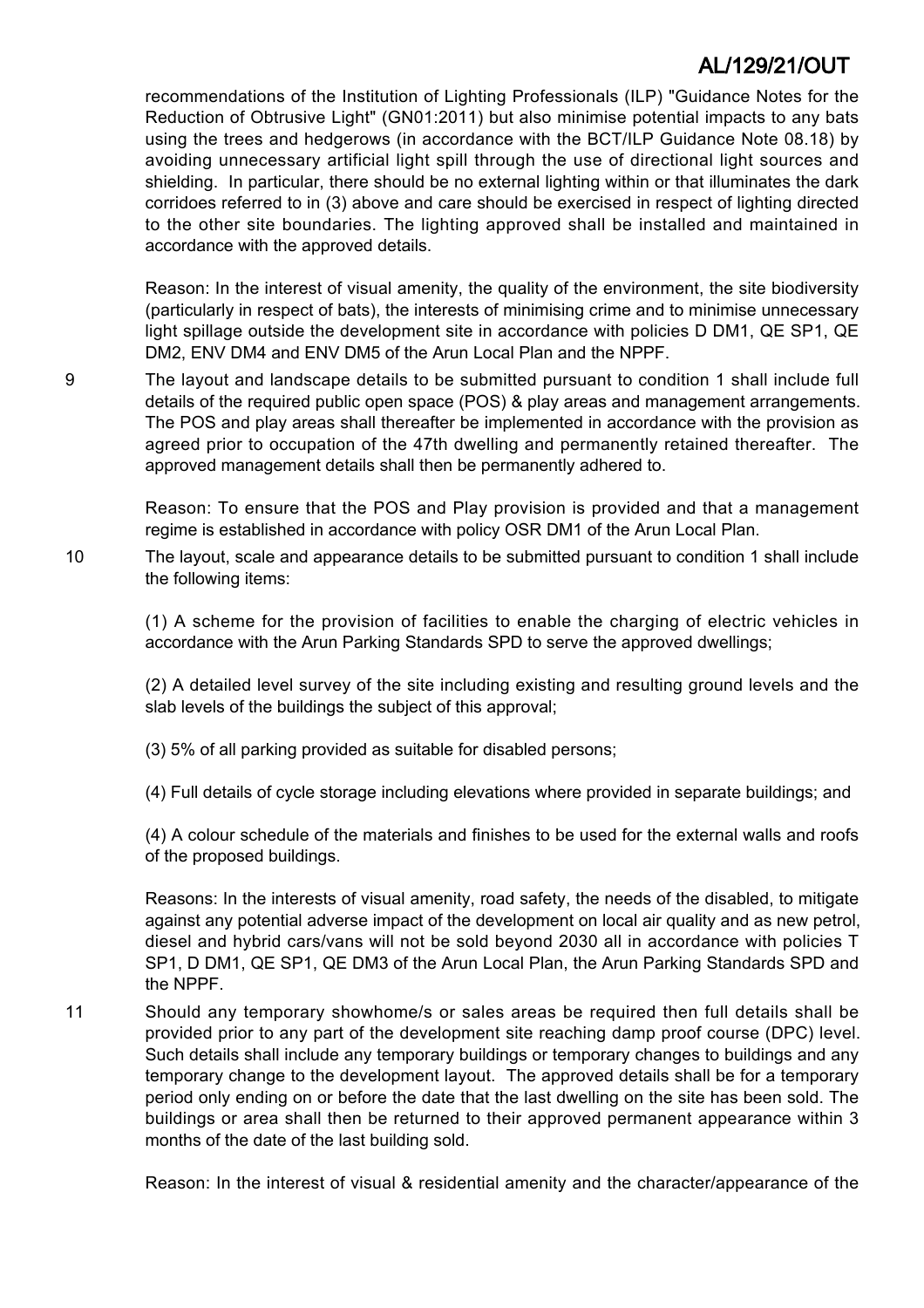recommendations of the Institution of Lighting Professionals (ILP) "Guidance Notes for the Reduction of Obtrusive Light" (GN01:2011) but also minimise potential impacts to any bats using the trees and hedgerows (in accordance with the BCT/ILP Guidance Note 08.18) by avoiding unnecessary artificial light spill through the use of directional light sources and shielding. In particular, there should be no external lighting within or that illuminates the dark corridoes referred to in (3) above and care should be exercised in respect of lighting directed to the other site boundaries. The lighting approved shall be installed and maintained in accordance with the approved details.

Reason: In the interest of visual amenity, the quality of the environment, the site biodiversity (particularly in respect of bats), the interests of minimising crime and to minimise unnecessary light spillage outside the development site in accordance with policies D DM1, QE SP1, QE DM2, ENV DM4 and ENV DM5 of the Arun Local Plan and the NPPF.

9 The layout and landscape details to be submitted pursuant to condition 1 shall include full details of the required public open space (POS) & play areas and management arrangements. The POS and play areas shall thereafter be implemented in accordance with the provision as agreed prior to occupation of the 47th dwelling and permanently retained thereafter. The approved management details shall then be permanently adhered to.

Reason: To ensure that the POS and Play provision is provided and that a management regime is established in accordance with policy OSR DM1 of the Arun Local Plan.

10 The layout, scale and appearance details to be submitted pursuant to condition 1 shall include the following items:

(1) A scheme for the provision of facilities to enable the charging of electric vehicles in accordance with the Arun Parking Standards SPD to serve the approved dwellings;

(2) A detailed level survey of the site including existing and resulting ground levels and the slab levels of the buildings the subject of this approval;

(3) 5% of all parking provided as suitable for disabled persons;

(4) Full details of cycle storage including elevations where provided in separate buildings; and

(4) A colour schedule of the materials and finishes to be used for the external walls and roofs of the proposed buildings.

Reasons: In the interests of visual amenity, road safety, the needs of the disabled, to mitigate against any potential adverse impact of the development on local air quality and as new petrol, diesel and hybrid cars/vans will not be sold beyond 2030 all in accordance with policies T SP1, D DM1, QE SP1, QE DM3 of the Arun Local Plan, the Arun Parking Standards SPD and the NPPF.

11 Should any temporary showhome/s or sales areas be required then full details shall be provided prior to any part of the development site reaching damp proof course (DPC) level. Such details shall include any temporary buildings or temporary changes to buildings and any temporary change to the development layout. The approved details shall be for a temporary period only ending on or before the date that the last dwelling on the site has been sold. The buildings or area shall then be returned to their approved permanent appearance within 3 months of the date of the last building sold.

Reason: In the interest of visual & residential amenity and the character/appearance of the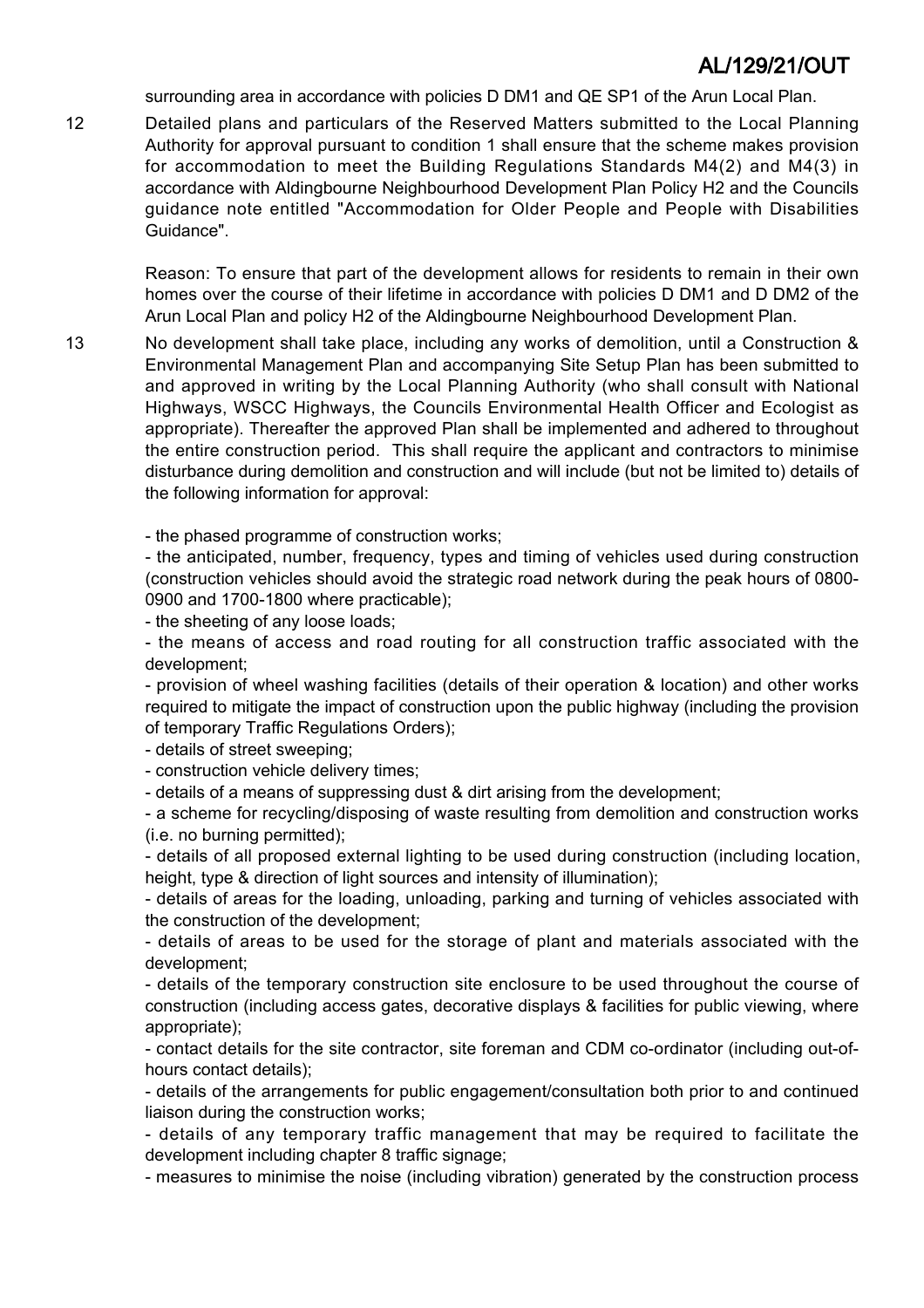surrounding area in accordance with policies D DM1 and QE SP1 of the Arun Local Plan.

12 Detailed plans and particulars of the Reserved Matters submitted to the Local Planning Authority for approval pursuant to condition 1 shall ensure that the scheme makes provision for accommodation to meet the Building Regulations Standards M4(2) and M4(3) in accordance with Aldingbourne Neighbourhood Development Plan Policy H2 and the Councils guidance note entitled "Accommodation for Older People and People with Disabilities Guidance".

Reason: To ensure that part of the development allows for residents to remain in their own homes over the course of their lifetime in accordance with policies D DM1 and D DM2 of the Arun Local Plan and policy H2 of the Aldingbourne Neighbourhood Development Plan.

13 No development shall take place, including any works of demolition, until a Construction & Environmental Management Plan and accompanying Site Setup Plan has been submitted to and approved in writing by the Local Planning Authority (who shall consult with National Highways, WSCC Highways, the Councils Environmental Health Officer and Ecologist as appropriate). Thereafter the approved Plan shall be implemented and adhered to throughout the entire construction period. This shall require the applicant and contractors to minimise disturbance during demolition and construction and will include (but not be limited to) details of the following information for approval:

- the phased programme of construction works;
- the anticipated, number, frequency, types and timing of vehicles used during construction (construction vehicles should avoid the strategic road network during the peak hours of 0800-0900 and 1700-1800 where practicable);
- the sheeting of any loose loads;
- the means of access and road routing for all construction traffic associated with the development;
- provision of wheel washing facilities (details of their operation & location) and other works required to mitigate the impact of construction upon the public highway (including the provision of temporary Traffic Regulations Orders);
- details of street sweeping;
- construction vehicle delivery times;
- details of a means of suppressing dust & dirt arising from the development;
- a scheme for recycling/disposing of waste resulting from demolition and construction works (i.e. no burning permitted);
- details of all proposed external lighting to be used during construction (including location, height, type & direction of light sources and intensity of illumination);
- details of areas for the loading, unloading, parking and turning of vehicles associated with the construction of the development;
- details of areas to be used for the storage of plant and materials associated with the development;
- details of the temporary construction site enclosure to be used throughout the course of construction (including access gates, decorative displays & facilities for public viewing, where appropriate);
- contact details for the site contractor, site foreman and CDM co-ordinator (including out-of-hours contact details);
- details of the arrangements for public engagement/consultation both prior to and continued liaison during the construction works;
- details of any temporary traffic management that may be required to facilitate the development including chapter 8 traffic signage;
- measures to minimise the noise (including vibration) generated by the construction process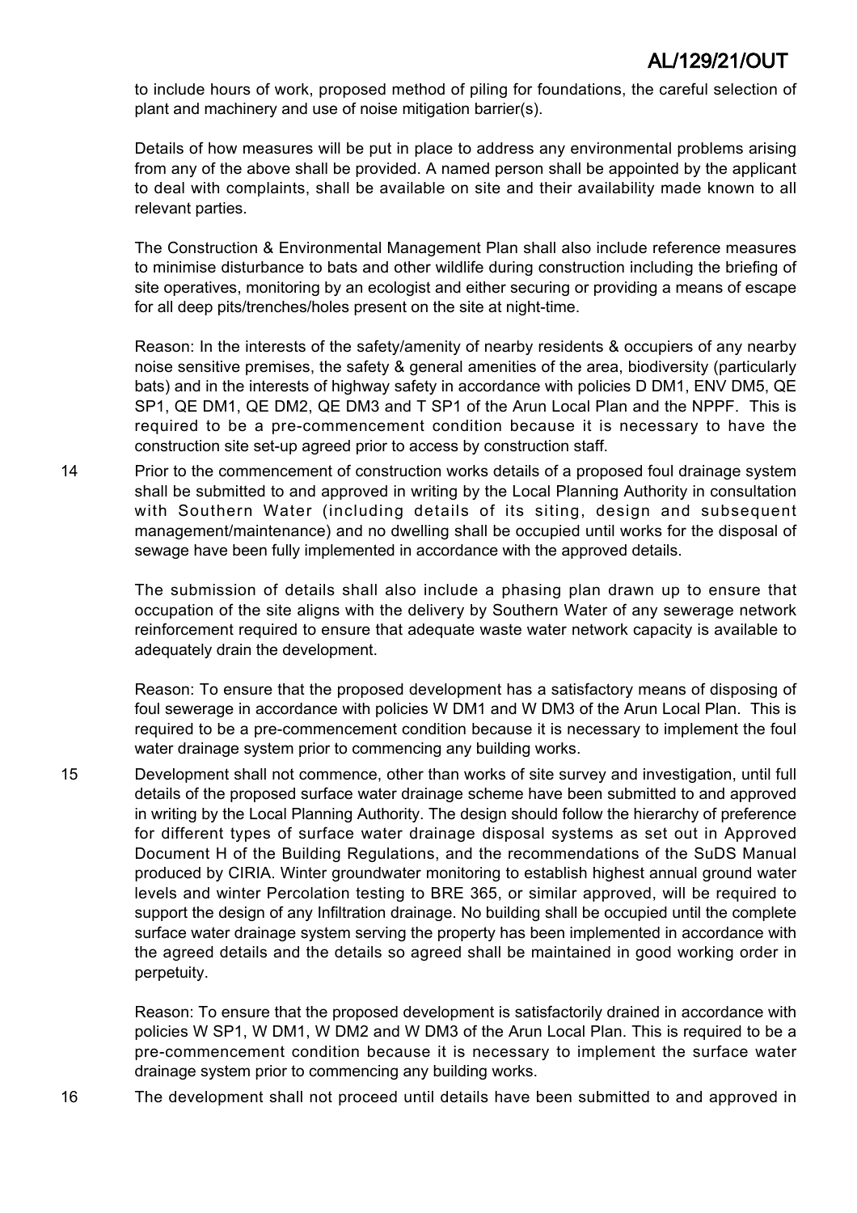to include hours of work, proposed method of piling for foundations, the careful selection of plant and machinery and use of noise mitigation barrier(s).

Details of how measures will be put in place to address any environmental problems arising from any of the above shall be provided. A named person shall be appointed by the applicant to deal with complaints, shall be available on site and their availability made known to all relevant parties.

The Construction & Environmental Management Plan shall also include reference measures to minimise disturbance to bats and other wildlife during construction including the briefing of site operatives, monitoring by an ecologist and either securing or providing a means of escape for all deep pits/trenches/holes present on the site at night-time.

Reason: In the interests of the safety/amenity of nearby residents & occupiers of any nearby noise sensitive premises, the safety & general amenities of the area, biodiversity (particularly bats) and in the interests of highway safety in accordance with policies D DM1, ENV DM5, QE SP1, QE DM1, QE DM2, QE DM3 and T SP1 of the Arun Local Plan and the NPPF. This is required to be a pre-commencement condition because it is necessary to have the construction site set-up agreed prior to access by construction staff.

14 Prior to the commencement of construction works details of a proposed foul drainage system shall be submitted to and approved in writing by the Local Planning Authority in consultation with Southern Water (including details of its siting, design and subsequent management/maintenance) and no dwelling shall be occupied until works for the disposal of sewage have been fully implemented in accordance with the approved details.

The submission of details shall also include a phasing plan drawn up to ensure that occupation of the site aligns with the delivery by Southern Water of any sewerage network reinforcement required to ensure that adequate waste water network capacity is available to adequately drain the development.

Reason: To ensure that the proposed development has a satisfactory means of disposing of foul sewerage in accordance with policies W DM1 and W DM3 of the Arun Local Plan. This is required to be a pre-commencement condition because it is necessary to implement the foul water drainage system prior to commencing any building works.

15 Development shall not commence, other than works of site survey and investigation, until full details of the proposed surface water drainage scheme have been submitted to and approved in writing by the Local Planning Authority. The design should follow the hierarchy of preference for different types of surface water drainage disposal systems as set out in Approved Document H of the Building Regulations, and the recommendations of the SuDS Manual produced by CIRIA. Winter groundwater monitoring to establish highest annual ground water levels and winter Percolation testing to BRE 365, or similar approved, will be required to support the design of any Infiltration drainage. No building shall be occupied until the complete surface water drainage system serving the property has been implemented in accordance with the agreed details and the details so agreed shall be maintained in good working order in perpetuity.

Reason: To ensure that the proposed development is satisfactorily drained in accordance with policies W SP1, W DM1, W DM2 and W DM3 of the Arun Local Plan. This is required to be a pre-commencement condition because it is necessary to implement the surface water drainage system prior to commencing any building works.

16 The development shall not proceed until details have been submitted to and approved in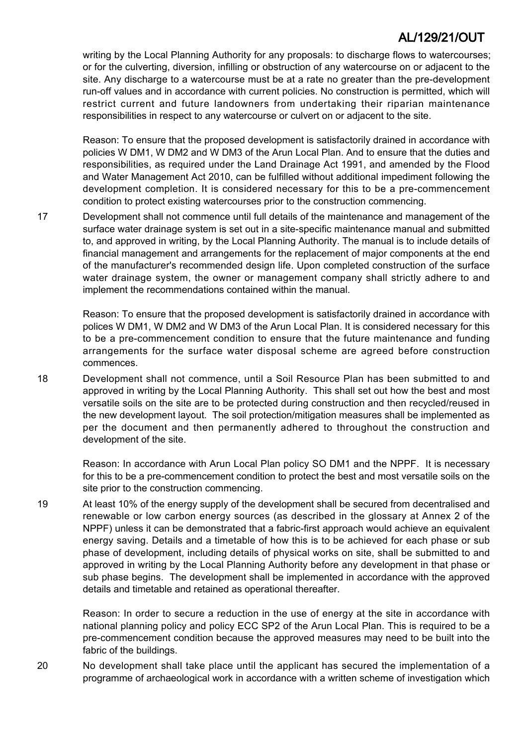writing by the Local Planning Authority for any proposals: to discharge flows to watercourses; or for the culverting, diversion, infilling or obstruction of any watercourse on or adjacent to the site. Any discharge to a watercourse must be at a rate no greater than the pre-development run-off values and in accordance with current policies. No construction is permitted, which will restrict current and future landowners from undertaking their riparian maintenance responsibilities in respect to any watercourse or culvert on or adjacent to the site.

Reason: To ensure that the proposed development is satisfactorily drained in accordance with policies W DM1, W DM2 and W DM3 of the Arun Local Plan. And to ensure that the duties and responsibilities, as required under the Land Drainage Act 1991, and amended by the Flood and Water Management Act 2010, can be fulfilled without additional impediment following the development completion. It is considered necessary for this to be a pre-commencement condition to protect existing watercourses prior to the construction commencing.

17 Development shall not commence until full details of the maintenance and management of the surface water drainage system is set out in a site-specific maintenance manual and submitted to, and approved in writing, by the Local Planning Authority. The manual is to include details of financial management and arrangements for the replacement of major components at the end of the manufacturer's recommended design life. Upon completed construction of the surface water drainage system, the owner or management company shall strictly adhere to and implement the recommendations contained within the manual.

Reason: To ensure that the proposed development is satisfactorily drained in accordance with polices W DM1, W DM2 and W DM3 of the Arun Local Plan. It is considered necessary for this to be a pre-commencement condition to ensure that the future maintenance and funding arrangements for the surface water disposal scheme are agreed before construction commences.

18 Development shall not commence, until a Soil Resource Plan has been submitted to and approved in writing by the Local Planning Authority. This shall set out how the best and most versatile soils on the site are to be protected during construction and then recycled/reused in the new development layout. The soil protection/mitigation measures shall be implemented as per the document and then permanently adhered to throughout the construction and development of the site.

Reason: In accordance with Arun Local Plan policy SO DM1 and the NPPF. It is necessary for this to be a pre-commencement condition to protect the best and most versatile soils on the site prior to the construction commencing.

19 At least 10% of the energy supply of the development shall be secured from decentralised and renewable or low carbon energy sources (as described in the glossary at Annex 2 of the NPPF) unless it can be demonstrated that a fabric-first approach would achieve an equivalent energy saving. Details and a timetable of how this is to be achieved for each phase or sub phase of development, including details of physical works on site, shall be submitted to and approved in writing by the Local Planning Authority before any development in that phase or sub phase begins. The development shall be implemented in accordance with the approved details and timetable and retained as operational thereafter.

Reason: In order to secure a reduction in the use of energy at the site in accordance with national planning policy and policy ECC SP2 of the Arun Local Plan. This is required to be a pre-commencement condition because the approved measures may need to be built into the fabric of the buildings.

20 No development shall take place until the applicant has secured the implementation of a programme of archaeological work in accordance with a written scheme of investigation which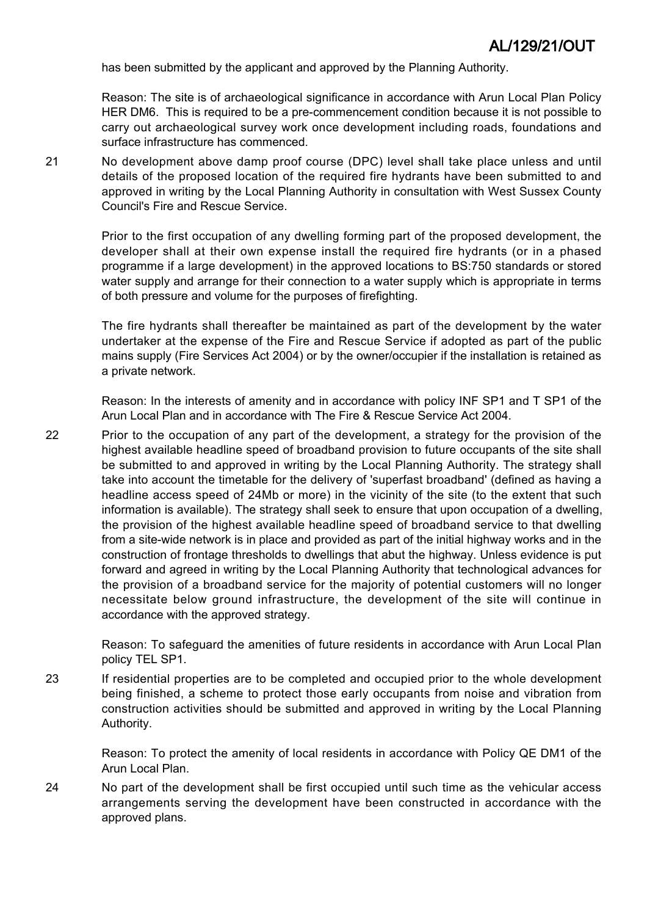has been submitted by the applicant and approved by the Planning Authority.

Reason: The site is of archaeological significance in accordance with Arun Local Plan Policy HER DM6. This is required to be a pre-commencement condition because it is not possible to carry out archaeological survey work once development including roads, foundations and surface infrastructure has commenced.

21 No development above damp proof course (DPC) level shall take place unless and until details of the proposed location of the required fire hydrants have been submitted to and approved in writing by the Local Planning Authority in consultation with West Sussex County Council's Fire and Rescue Service.

Prior to the first occupation of any dwelling forming part of the proposed development, the developer shall at their own expense install the required fire hydrants (or in a phased programme if a large development) in the approved locations to BS:750 standards or stored water supply and arrange for their connection to a water supply which is appropriate in terms of both pressure and volume for the purposes of firefighting.

The fire hydrants shall thereafter be maintained as part of the development by the water undertaker at the expense of the Fire and Rescue Service if adopted as part of the public mains supply (Fire Services Act 2004) or by the owner/occupier if the installation is retained as a private network.

Reason: In the interests of amenity and in accordance with policy INF SP1 and T SP1 of the Arun Local Plan and in accordance with The Fire & Rescue Service Act 2004.

22 Prior to the occupation of any part of the development, a strategy for the provision of the highest available headline speed of broadband provision to future occupants of the site shall be submitted to and approved in writing by the Local Planning Authority. The strategy shall take into account the timetable for the delivery of 'superfast broadband' (defined as having a headline access speed of 24Mb or more) in the vicinity of the site (to the extent that such information is available). The strategy shall seek to ensure that upon occupation of a dwelling, the provision of the highest available headline speed of broadband service to that dwelling from a site-wide network is in place and provided as part of the initial highway works and in the construction of frontage thresholds to dwellings that abut the highway. Unless evidence is put forward and agreed in writing by the Local Planning Authority that technological advances for the provision of a broadband service for the majority of potential customers will no longer necessitate below ground infrastructure, the development of the site will continue in accordance with the approved strategy.

Reason: To safeguard the amenities of future residents in accordance with Arun Local Plan policy TEL SP1.

23 If residential properties are to be completed and occupied prior to the whole development being finished, a scheme to protect those early occupants from noise and vibration from construction activities should be submitted and approved in writing by the Local Planning Authority.

Reason: To protect the amenity of local residents in accordance with Policy QE DM1 of the Arun Local Plan.

24 No part of the development shall be first occupied until such time as the vehicular access arrangements serving the development have been constructed in accordance with the approved plans.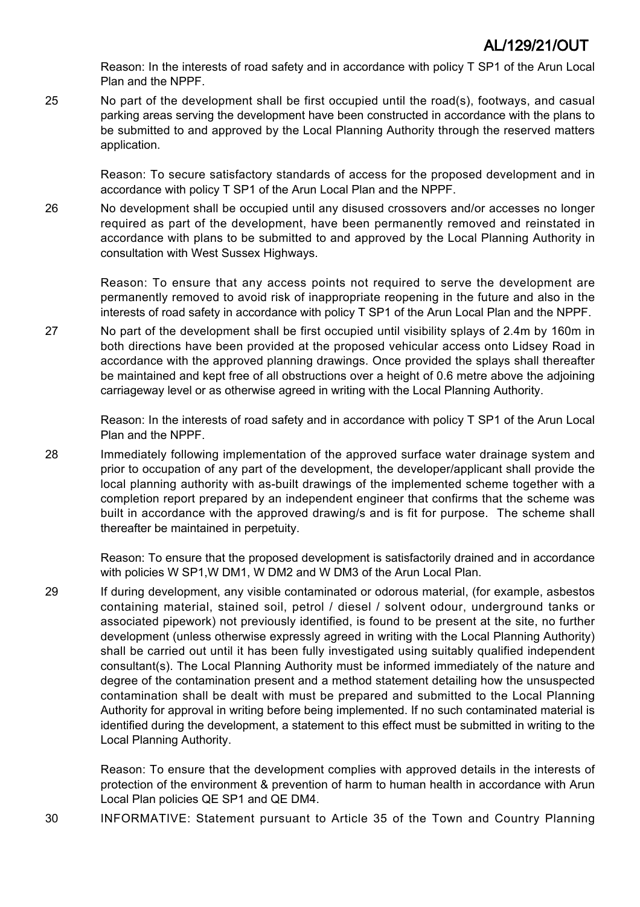Reason: In the interests of road safety and in accordance with policy T SP1 of the Arun Local Plan and the NPPF.

25 No part of the development shall be first occupied until the road(s), footways, and casual parking areas serving the development have been constructed in accordance with the plans to be submitted to and approved by the Local Planning Authority through the reserved matters application.

Reason: To secure satisfactory standards of access for the proposed development and in accordance with policy T SP1 of the Arun Local Plan and the NPPF.

26 No development shall be occupied until any disused crossovers and/or accesses no longer required as part of the development, have been permanently removed and reinstated in accordance with plans to be submitted to and approved by the Local Planning Authority in consultation with West Sussex Highways.

Reason: To ensure that any access points not required to serve the development are permanently removed to avoid risk of inappropriate reopening in the future and also in the interests of road safety in accordance with policy T SP1 of the Arun Local Plan and the NPPF.

27 No part of the development shall be first occupied until visibility splays of 2.4m by 160m in both directions have been provided at the proposed vehicular access onto Lidsey Road in accordance with the approved planning drawings. Once provided the splays shall thereafter be maintained and kept free of all obstructions over a height of 0.6 metre above the adjoining carriageway level or as otherwise agreed in writing with the Local Planning Authority.

Reason: In the interests of road safety and in accordance with policy T SP1 of the Arun Local Plan and the NPPF.

28 Immediately following implementation of the approved surface water drainage system and prior to occupation of any part of the development, the developer/applicant shall provide the local planning authority with as-built drawings of the implemented scheme together with a completion report prepared by an independent engineer that confirms that the scheme was built in accordance with the approved drawing/s and is fit for purpose. The scheme shall thereafter be maintained in perpetuity.

Reason: To ensure that the proposed development is satisfactorily drained and in accordance with policies W SP1,W DM1, W DM2 and W DM3 of the Arun Local Plan.

29 If during development, any visible contaminated or odorous material, (for example, asbestos containing material, stained soil, petrol / diesel / solvent odour, underground tanks or associated pipework) not previously identified, is found to be present at the site, no further development (unless otherwise expressly agreed in writing with the Local Planning Authority) shall be carried out until it has been fully investigated using suitably qualified independent consultant(s). The Local Planning Authority must be informed immediately of the nature and degree of the contamination present and a method statement detailing how the unsuspected contamination shall be dealt with must be prepared and submitted to the Local Planning Authority for approval in writing before being implemented. If no such contaminated material is identified during the development, a statement to this effect must be submitted in writing to the Local Planning Authority.

Reason: To ensure that the development complies with approved details in the interests of protection of the environment & prevention of harm to human health in accordance with Arun Local Plan policies QE SP1 and QE DM4.

30 INFORMATIVE: Statement pursuant to Article 35 of the Town and Country Planning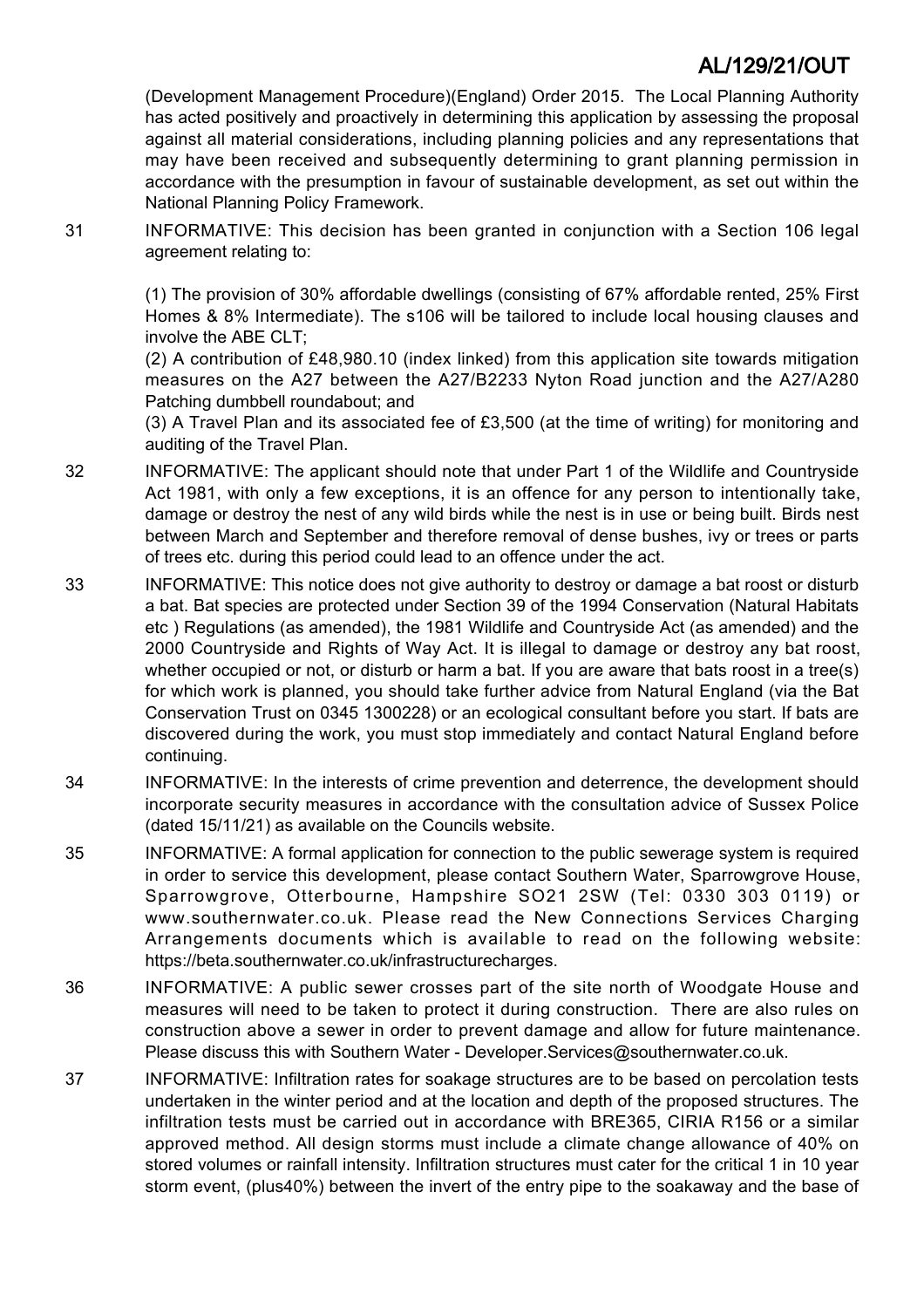(Development Management Procedure)(England) Order 2015. The Local Planning Authority has acted positively and proactively in determining this application by assessing the proposal against all material considerations, including planning policies and any representations that may have been received and subsequently determining to grant planning permission in accordance with the presumption in favour of sustainable development, as set out within the National Planning Policy Framework.

31 INFORMATIVE: This decision has been granted in conjunction with a Section 106 legal agreement relating to:

(1) The provision of 30% affordable dwellings (consisting of 67% affordable rented, 25% First Homes & 8% Intermediate). The s106 will be tailored to include local housing clauses and involve the ABE CLT;
(2) A contribution of £48,980.10 (index linked) from this application site towards mitigation measures on the A27 between the A27/B2233 Nyton Road junction and the A27/A280 Patching dumbbell roundabout; and
(3) A Travel Plan and its associated fee of £3,500 (at the time of writing) for monitoring and auditing of the Travel Plan.

32 INFORMATIVE: The applicant should note that under Part 1 of the Wildlife and Countryside Act 1981, with only a few exceptions, it is an offence for any person to intentionally take, damage or destroy the nest of any wild birds while the nest is in use or being built. Birds nest between March and September and therefore removal of dense bushes, ivy or trees or parts of trees etc. during this period could lead to an offence under the act.

33 INFORMATIVE: This notice does not give authority to destroy or damage a bat roost or disturb a bat. Bat species are protected under Section 39 of the 1994 Conservation (Natural Habitats etc ) Regulations (as amended), the 1981 Wildlife and Countryside Act (as amended) and the 2000 Countryside and Rights of Way Act. It is illegal to damage or destroy any bat roost, whether occupied or not, or disturb or harm a bat. If you are aware that bats roost in a tree(s) for which work is planned, you should take further advice from Natural England (via the Bat Conservation Trust on 0345 1300228) or an ecological consultant before you start. If bats are discovered during the work, you must stop immediately and contact Natural England before continuing.

34 INFORMATIVE: In the interests of crime prevention and deterrence, the development should incorporate security measures in accordance with the consultation advice of Sussex Police (dated 15/11/21) as available on the Councils website.

35 INFORMATIVE: A formal application for connection to the public sewerage system is required in order to service this development, please contact Southern Water, Sparrowgrove House, Sparrowgrove, Otterbourne, Hampshire SO21 2SW (Tel: 0330 303 0119) or www.southernwater.co.uk. Please read the New Connections Services Charging Arrangements documents which is available to read on the following website: https://beta.southernwater.co.uk/infrastructurecharges.

36 INFORMATIVE: A public sewer crosses part of the site north of Woodgate House and measures will need to be taken to protect it during construction. There are also rules on construction above a sewer in order to prevent damage and allow for future maintenance. Please discuss this with Southern Water - Developer.Services@southernwater.co.uk.

37 INFORMATIVE: Infiltration rates for soakage structures are to be based on percolation tests undertaken in the winter period and at the location and depth of the proposed structures. The infiltration tests must be carried out in accordance with BRE365, CIRIA R156 or a similar approved method. All design storms must include a climate change allowance of 40% on stored volumes or rainfall intensity. Infiltration structures must cater for the critical 1 in 10 year storm event, (plus40%) between the invert of the entry pipe to the soakaway and the base of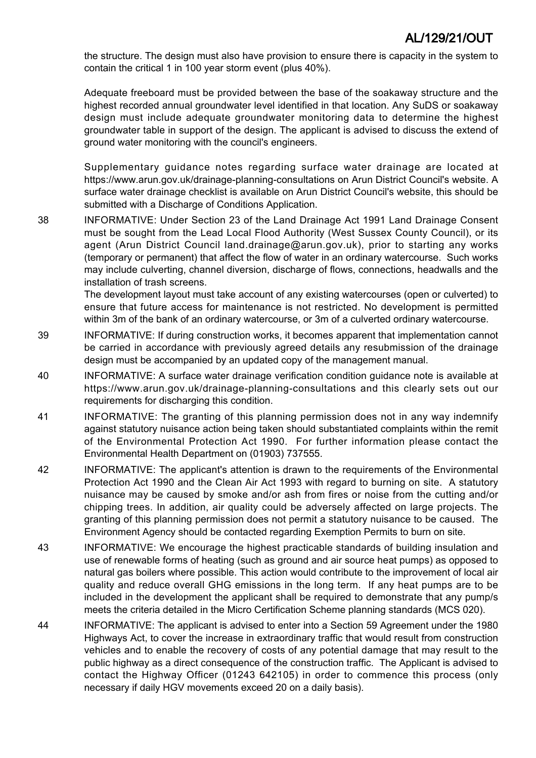the structure. The design must also have provision to ensure there is capacity in the system to contain the critical 1 in 100 year storm event (plus 40%).

Adequate freeboard must be provided between the base of the soakaway structure and the highest recorded annual groundwater level identified in that location. Any SuDS or soakaway design must include adequate groundwater monitoring data to determine the highest groundwater table in support of the design. The applicant is advised to discuss the extend of ground water monitoring with the council's engineers.

Supplementary guidance notes regarding surface water drainage are located at https://www.arun.gov.uk/drainage-planning-consultations on Arun District Council's website. A surface water drainage checklist is available on Arun District Council's website, this should be submitted with a Discharge of Conditions Application.

38 INFORMATIVE: Under Section 23 of the Land Drainage Act 1991 Land Drainage Consent must be sought from the Lead Local Flood Authority (West Sussex County Council), or its agent (Arun District Council land.drainage@arun.gov.uk), prior to starting any works (temporary or permanent) that affect the flow of water in an ordinary watercourse. Such works may include culverting, channel diversion, discharge of flows, connections, headwalls and the installation of trash screens.
The development layout must take account of any existing watercourses (open or culverted) to ensure that future access for maintenance is not restricted. No development is permitted within 3m of the bank of an ordinary watercourse, or 3m of a culverted ordinary watercourse.

39 INFORMATIVE: If during construction works, it becomes apparent that implementation cannot be carried in accordance with previously agreed details any resubmission of the drainage design must be accompanied by an updated copy of the management manual.

40 INFORMATIVE: A surface water drainage verification condition guidance note is available at https://www.arun.gov.uk/drainage-planning-consultations and this clearly sets out our requirements for discharging this condition.

41 INFORMATIVE: The granting of this planning permission does not in any way indemnify against statutory nuisance action being taken should substantiated complaints within the remit of the Environmental Protection Act 1990. For further information please contact the Environmental Health Department on (01903) 737555.

42 INFORMATIVE: The applicant's attention is drawn to the requirements of the Environmental Protection Act 1990 and the Clean Air Act 1993 with regard to burning on site. A statutory nuisance may be caused by smoke and/or ash from fires or noise from the cutting and/or chipping trees. In addition, air quality could be adversely affected on large projects. The granting of this planning permission does not permit a statutory nuisance to be caused. The Environment Agency should be contacted regarding Exemption Permits to burn on site.

43 INFORMATIVE: We encourage the highest practicable standards of building insulation and use of renewable forms of heating (such as ground and air source heat pumps) as opposed to natural gas boilers where possible. This action would contribute to the improvement of local air quality and reduce overall GHG emissions in the long term. If any heat pumps are to be included in the development the applicant shall be required to demonstrate that any pump/s meets the criteria detailed in the Micro Certification Scheme planning standards (MCS 020).

44 INFORMATIVE: The applicant is advised to enter into a Section 59 Agreement under the 1980 Highways Act, to cover the increase in extraordinary traffic that would result from construction vehicles and to enable the recovery of costs of any potential damage that may result to the public highway as a direct consequence of the construction traffic. The Applicant is advised to contact the Highway Officer (01243 642105) in order to commence this process (only necessary if daily HGV movements exceed 20 on a daily basis).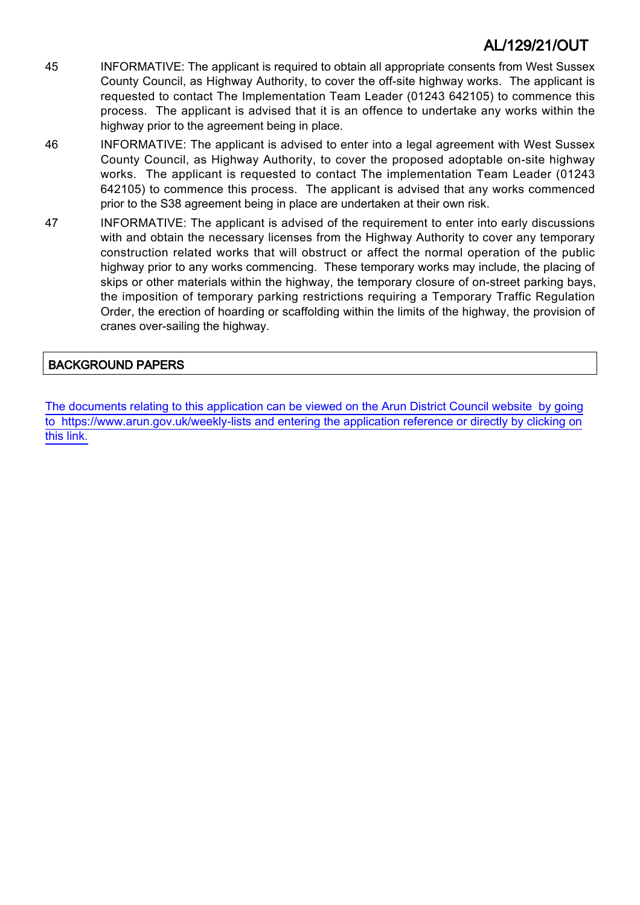45 INFORMATIVE: The applicant is required to obtain all appropriate consents from West Sussex County Council, as Highway Authority, to cover the off-site highway works. The applicant is requested to contact The Implementation Team Leader (01243 642105) to commence this process. The applicant is advised that it is an offence to undertake any works within the highway prior to the agreement being in place.

46 INFORMATIVE: The applicant is advised to enter into a legal agreement with West Sussex County Council, as Highway Authority, to cover the proposed adoptable on-site highway works. The applicant is requested to contact The implementation Team Leader (01243 642105) to commence this process. The applicant is advised that any works commenced prior to the S38 agreement being in place are undertaken at their own risk.

47 INFORMATIVE: The applicant is advised of the requirement to enter into early discussions with and obtain the necessary licenses from the Highway Authority to cover any temporary construction related works that will obstruct or affect the normal operation of the public highway prior to any works commencing. These temporary works may include, the placing of skips or other materials within the highway, the temporary closure of on-street parking bays, the imposition of temporary parking restrictions requiring a Temporary Traffic Regulation Order, the erection of hoarding or scaffolding within the limits of the highway, the provision of cranes over-sailing the highway.

## BACKGROUND PAPERS

The documents relating to this application can be viewed on the Arun District Council website by going to https://www.arun.gov.uk/weekly-lists and entering the application reference or directly by clicking on this link.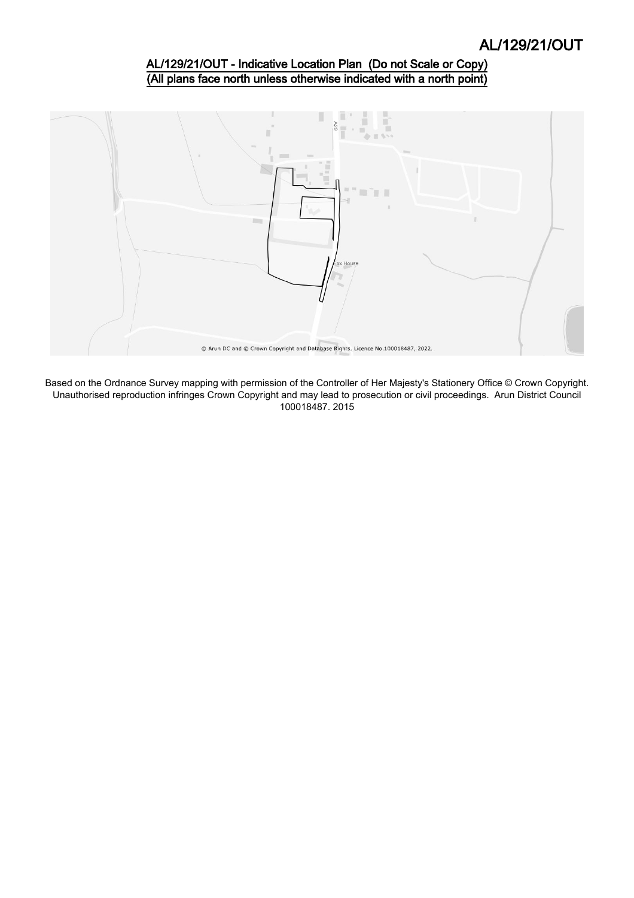# AL/129/21/OUT

## AL/129/21/OUT - Indicative Location Plan (Do not Scale or Copy)
## (All plans face north unless otherwise indicated with a north point)

A29

Fox House

© Arun DC and © Crown Copyright and Database Rights. Licence No.100018487, 2022.

Based on the Ordnance Survey mapping with permission of the Controller of Her Majesty's Stationery Office © Crown Copyright. Unauthorised reproduction infringes Crown Copyright and may lead to prosecution or civil proceedings. Arun District Council 100018487. 2015